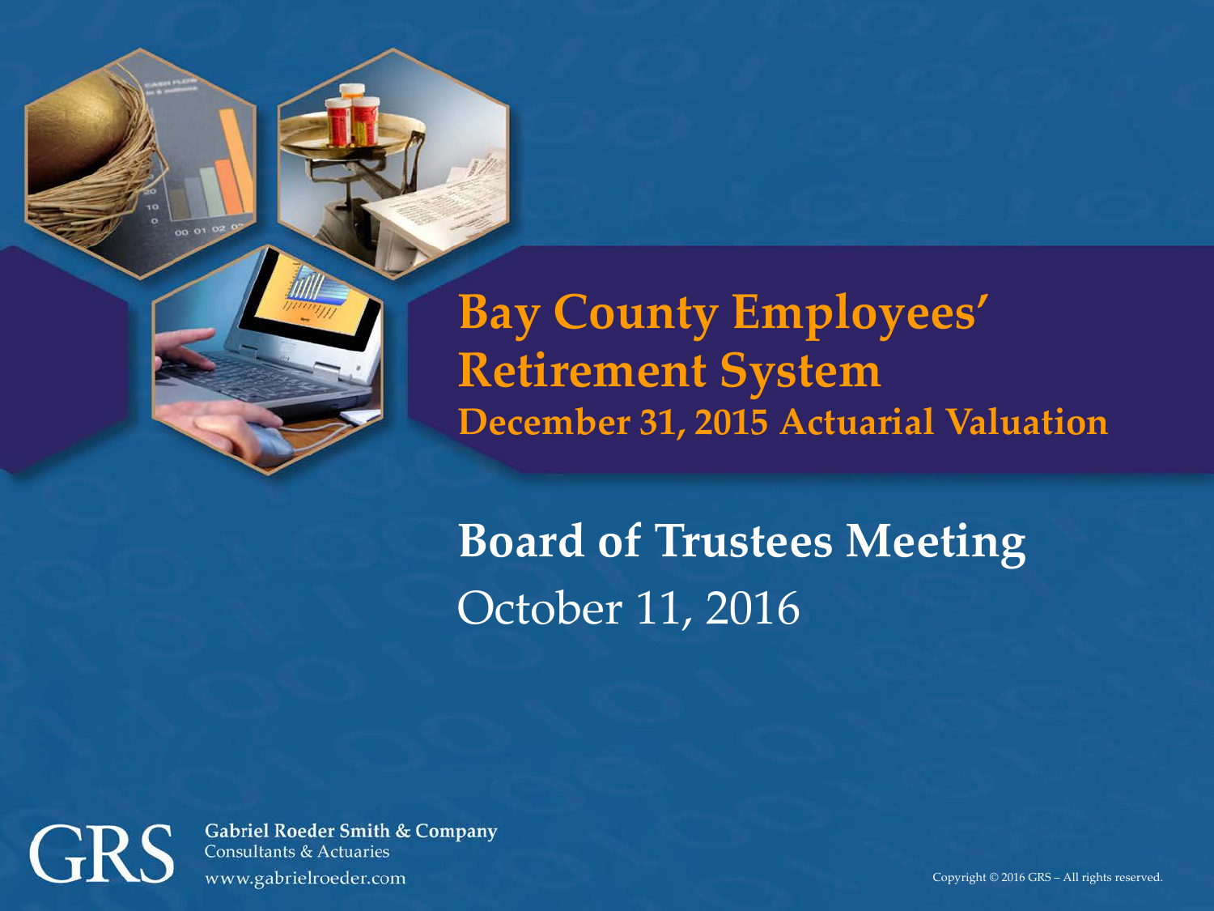# Bay County Employees' Retirement System

## December 31, 2015 Actuarial Valuation

## Board of Trustees Meeting

October 11, 2016

**Gabriel Roeder Smith & Company**
Consultants & Actuaries
www.gabrielroeder.com

Copyright © 2016 GRS – All rights reserved.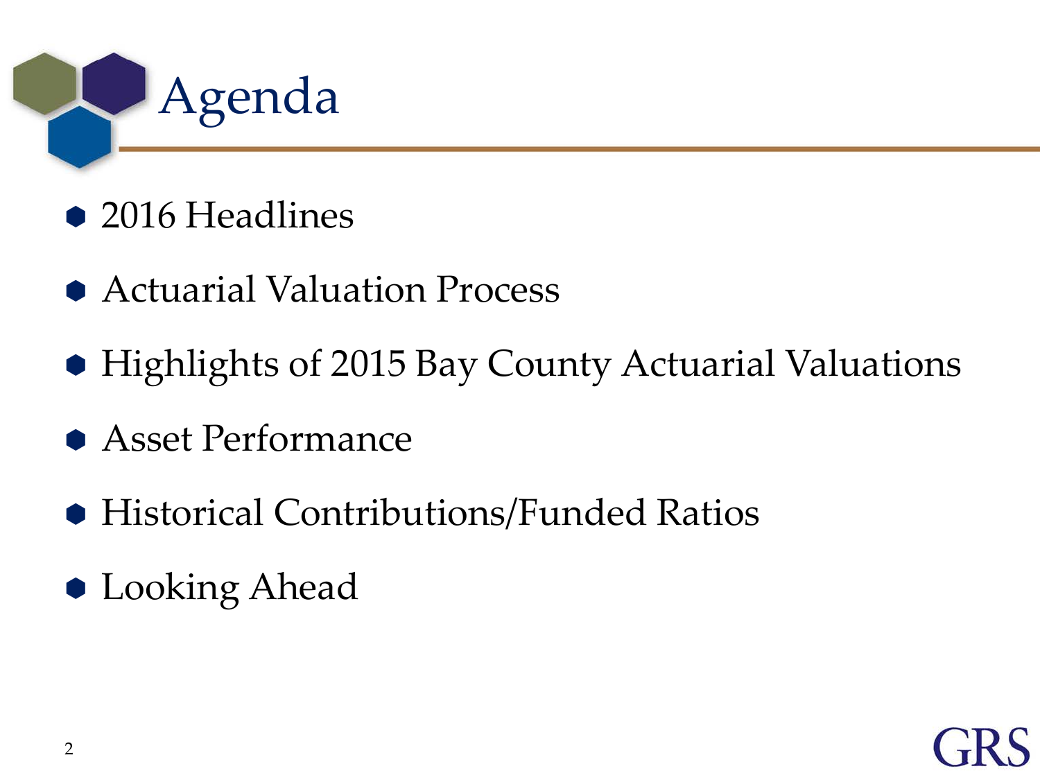# Agenda

- 2016 Headlines
- Actuarial Valuation Process
- Highlights of 2015 Bay County Actuarial Valuations
- Asset Performance
- Historical Contributions/Funded Ratios
- Looking Ahead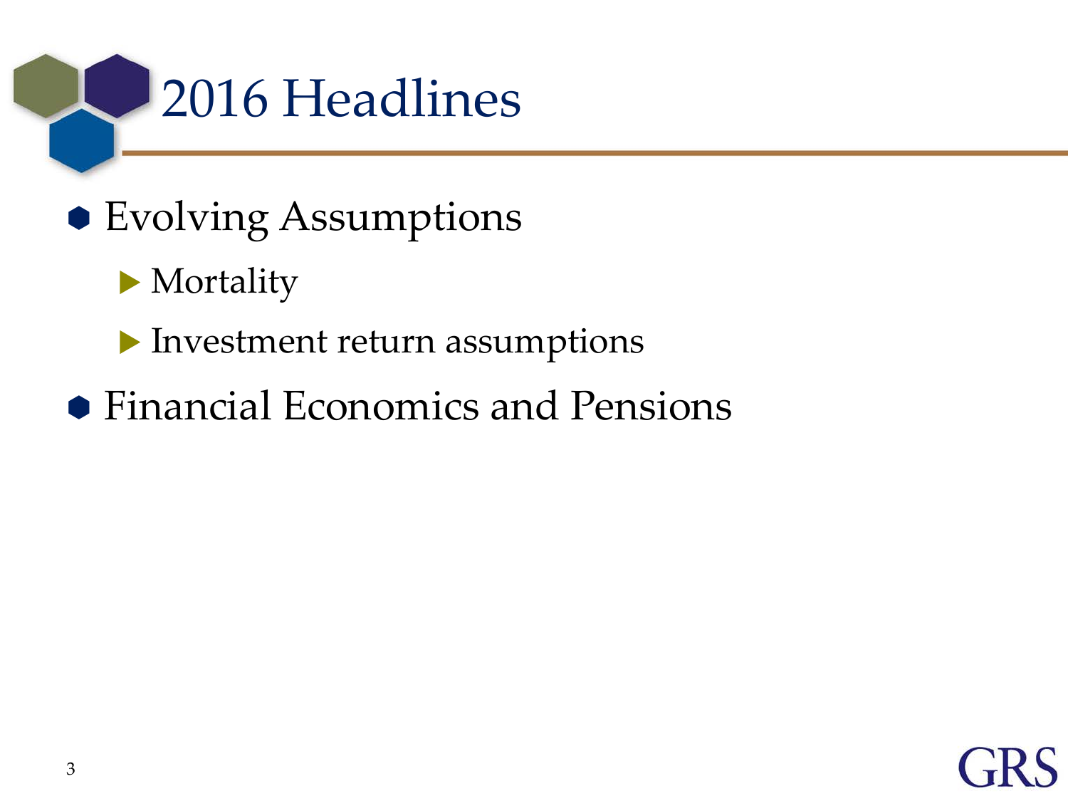# 2016 Headlines

- Evolving Assumptions
  - Mortality
  - Investment return assumptions
- Financial Economics and Pensions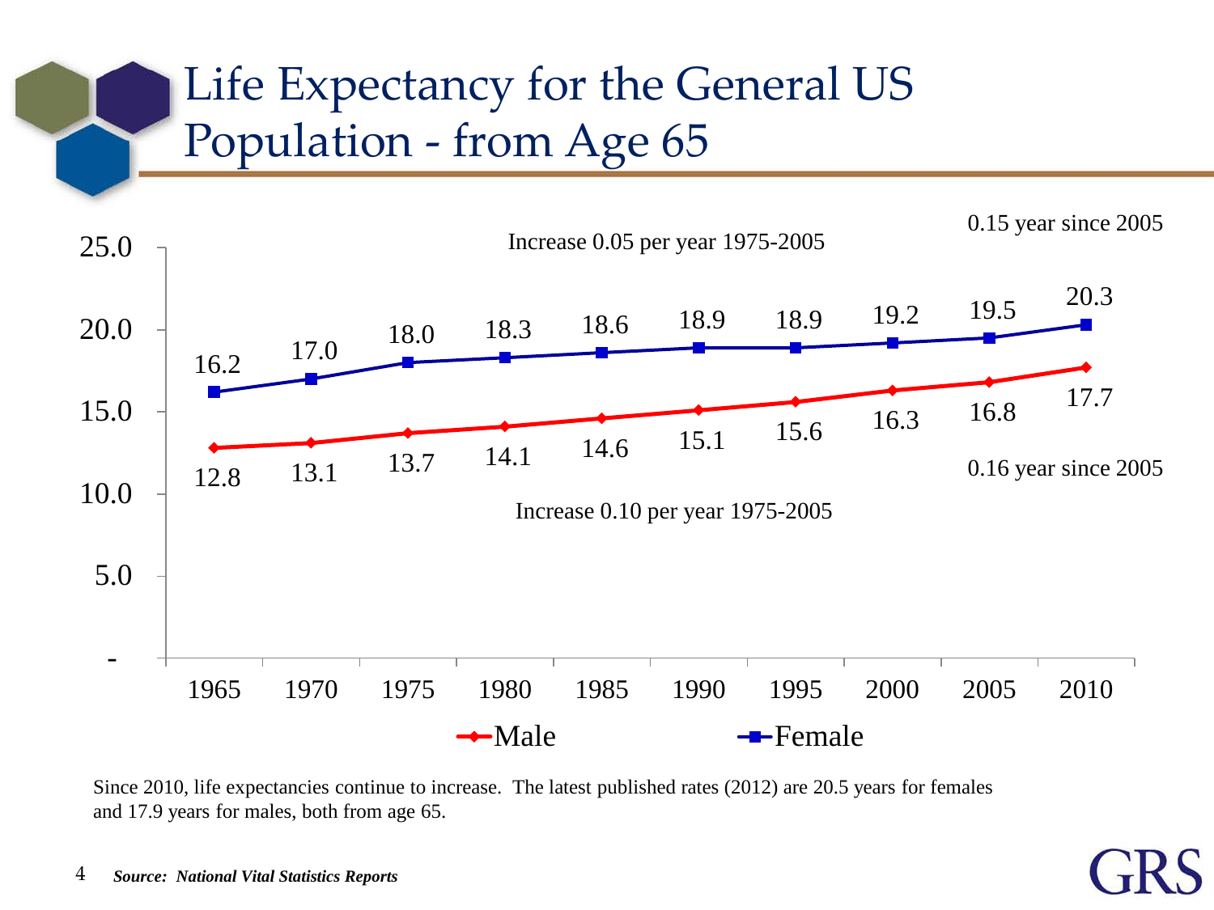# Life Expectancy for the General US Population - from Age 65

| Year | Male | Female |
|---|---|---|
| 1965 | 12.8 | 16.2 |
| 1970 | 13.1 | 17.0 |
| 1975 | 13.7 | 18.0 |
| 1980 | 14.1 | 18.3 |
| 1985 | 14.6 | 18.6 |
| 1990 | 15.1 | 18.9 |
| 1995 | 15.6 | 18.9 |
| 2000 | 16.3 | 19.2 |
| 2005 | 16.8 | 19.5 |
| 2010 | 17.7 | 20.3 |

Female: Increase 0.05 per year 1975-2005; 0.15 year since 2005

Male: Increase 0.10 per year 1975-2005; 0.16 year since 2005

Since 2010, life expectancies continue to increase. The latest published rates (2012) are 20.5 years for females and 17.9 years for males, both from age 65.

***Source: National Vital Statistics Reports***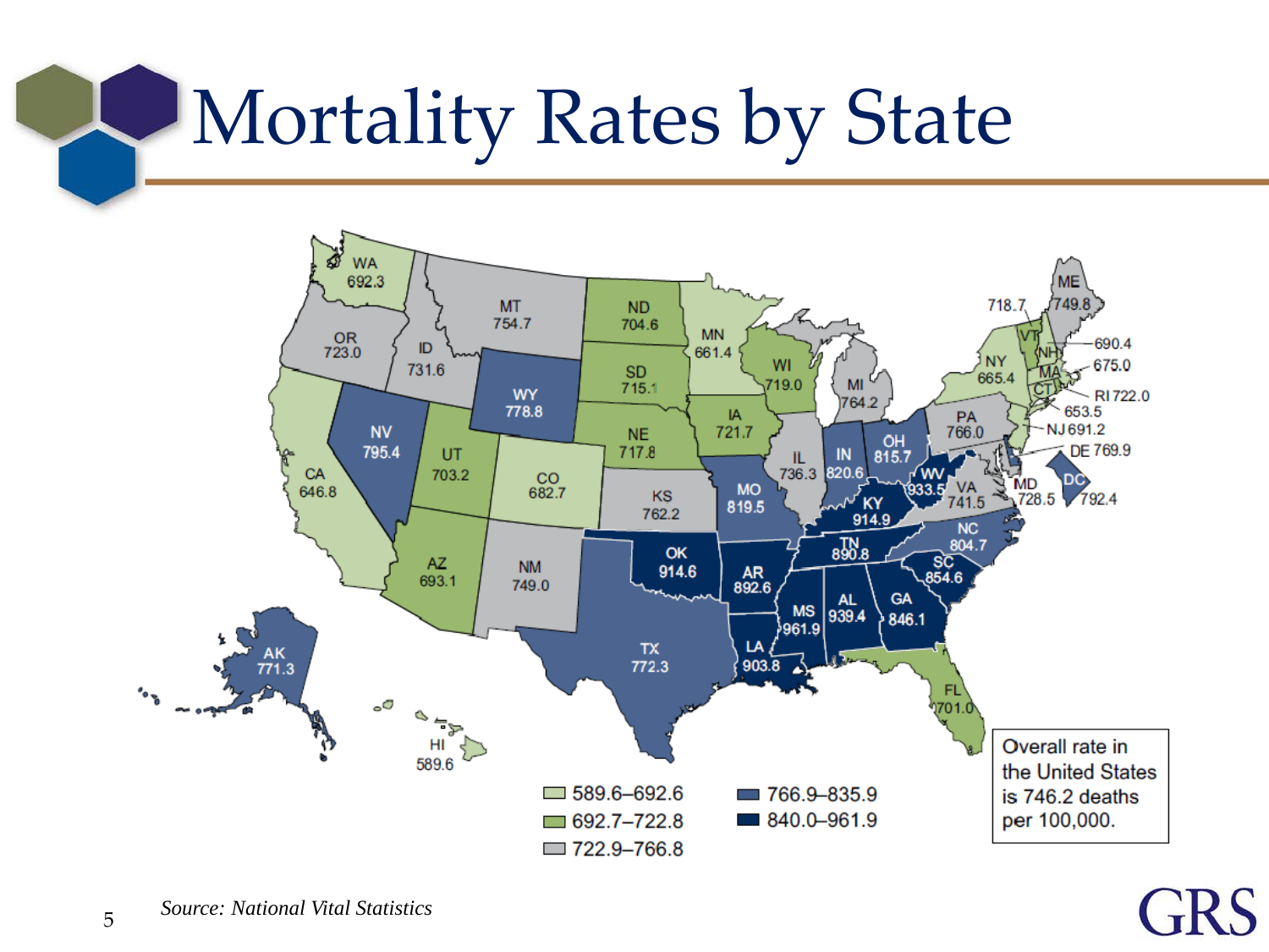# Mortality Rates by State

WA 692.3
OR 723.0
CA 646.8
ID 731.6
NV 795.4
MT 754.7
WY 778.8
UT 703.2
AZ 693.1
CO 682.7
NM 749.0
ND 704.6
SD 715.1
NE 717.8
KS 762.2
OK 914.6
TX 772.3
MN 661.4
IA 721.7
MO 819.5
AR 892.6
LA 903.8
WI 719.0
IL 736.3
MI 764.2
IN 820.6
OH 815.7
KY 914.9
TN 890.8
MS 961.9
AL 939.4
GA 846.1
FL 701.0
SC 854.6
NC 804.7
VA 741.5
WV 933.5
PA 766.0
NY 665.4
ME 749.8
VT 718.7
NH 690.4
MA 675.0
RI 722.0
CT 653.5
NJ 691.2
DE 769.9
MD 728.5
DC 792.4
AK 771.3
HI 589.6

- 589.6–692.6
- 692.7–722.8
- 722.9–766.8
- 766.9–835.9
- 840.0–961.9

Overall rate in the United States is 746.2 deaths per 100,000.

*Source: National Vital Statistics*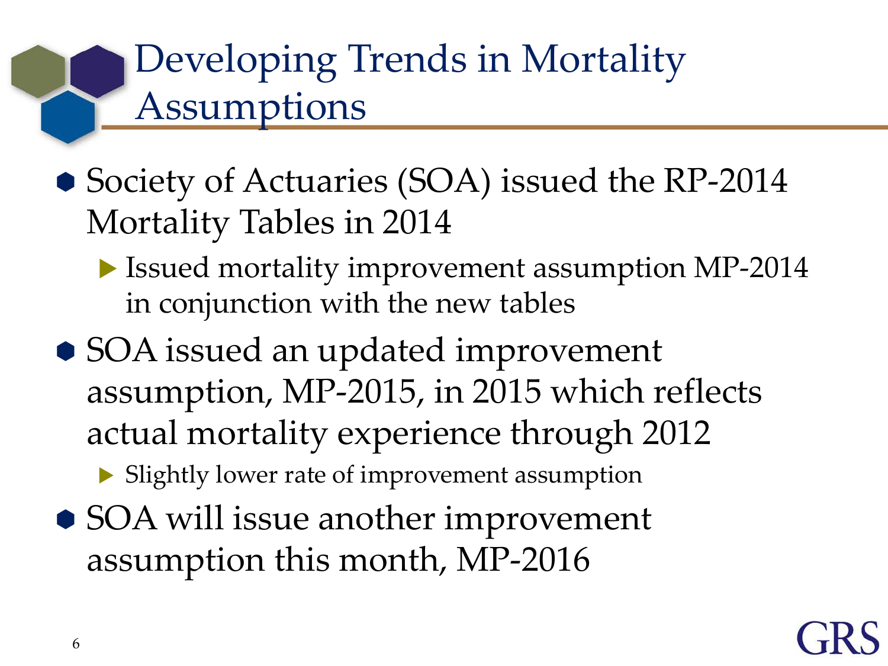# Developing Trends in Mortality Assumptions

- Society of Actuaries (SOA) issued the RP-2014 Mortality Tables in 2014
  - Issued mortality improvement assumption MP-2014 in conjunction with the new tables
- SOA issued an updated improvement assumption, MP-2015, in 2015 which reflects actual mortality experience through 2012
  - Slightly lower rate of improvement assumption
- SOA will issue another improvement assumption this month, MP-2016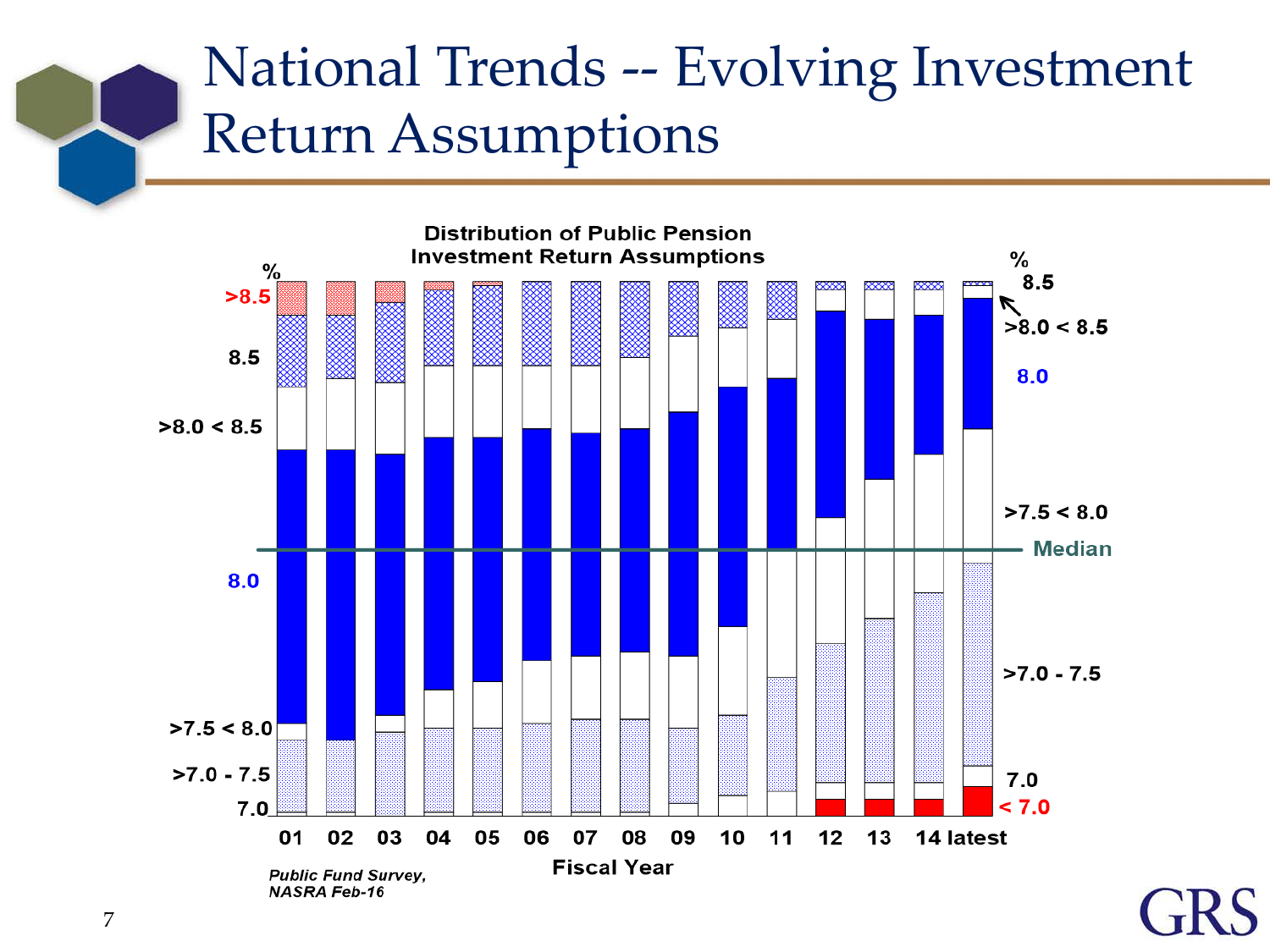# National Trends -- Evolving Investment Return Assumptions

**Distribution of Public Pension Investment Return Assumptions**

| % (left axis) | % (right axis) |
| --- | --- |
| >8.5 | 8.5 |
| 8.5 | >8.0 < 8.5 |
| >8.0 < 8.5 | 8.0 |
| 8.0 | >7.5 < 8.0 |
| >7.5 < 8.0 | Median |
| >7.0 - 7.5 | >7.0 - 7.5 |
| 7.0 | 7.0 |
| | < 7.0 |

Fiscal Year: 01, 02, 03, 04, 05, 06, 07, 08, 09, 10, 11, 12, 13, 14, latest

*Public Fund Survey, NASRA Feb-16*

GRS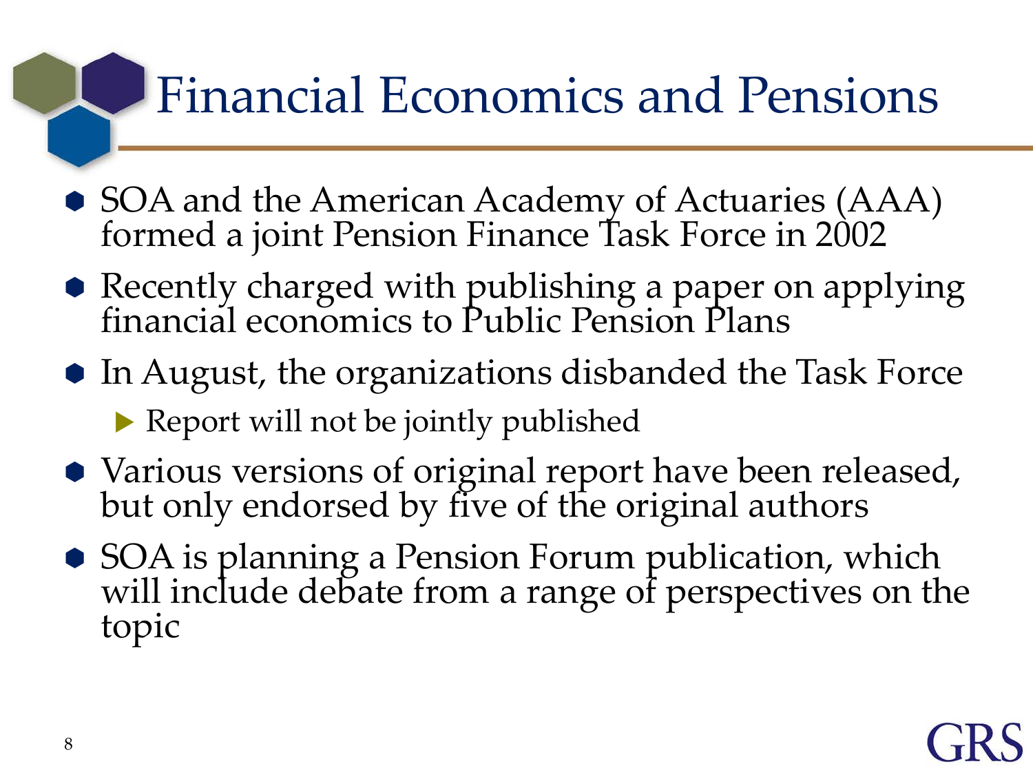# Financial Economics and Pensions

- SOA and the American Academy of Actuaries (AAA) formed a joint Pension Finance Task Force in 2002
- Recently charged with publishing a paper on applying financial economics to Public Pension Plans
- In August, the organizations disbanded the Task Force
  - Report will not be jointly published
- Various versions of original report have been released, but only endorsed by five of the original authors
- SOA is planning a Pension Forum publication, which will include debate from a range of perspectives on the topic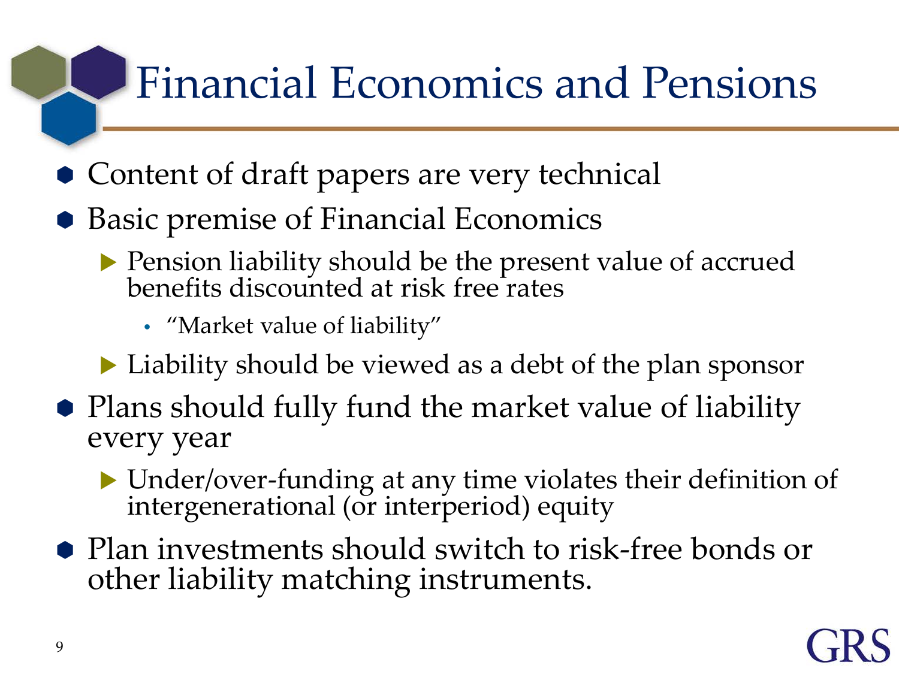# Financial Economics and Pensions

- Content of draft papers are very technical
- Basic premise of Financial Economics
  - Pension liability should be the present value of accrued benefits discounted at risk free rates
    - "Market value of liability"
  - Liability should be viewed as a debt of the plan sponsor
- Plans should fully fund the market value of liability every year
  - Under/over-funding at any time violates their definition of intergenerational (or interperiod) equity
- Plan investments should switch to risk-free bonds or other liability matching instruments.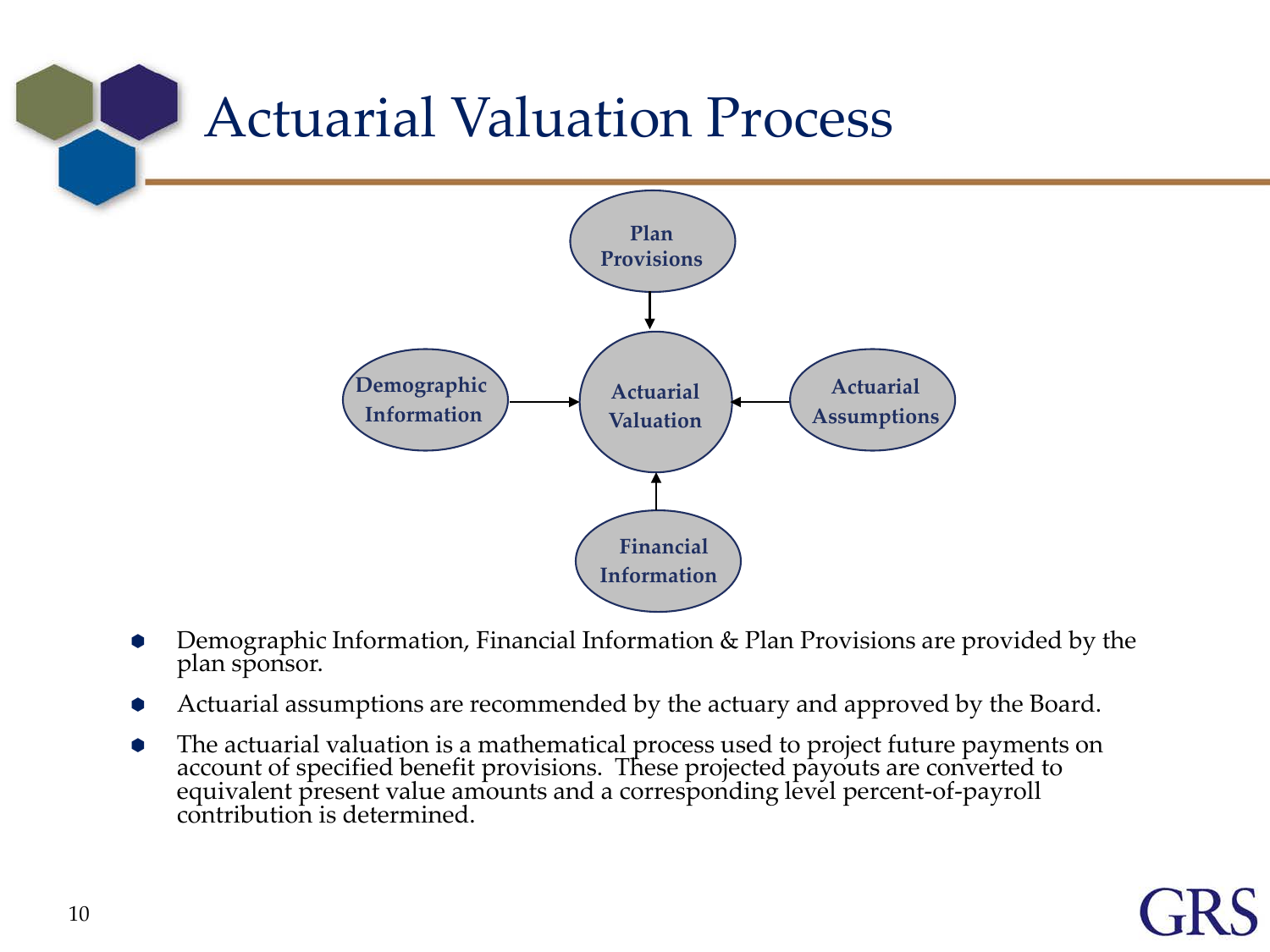# Actuarial Valuation Process

Plan Provisions

Demographic Information

Actuarial Valuation

Actuarial Assumptions

Financial Information

- Demographic Information, Financial Information & Plan Provisions are provided by the plan sponsor.
- Actuarial assumptions are recommended by the actuary and approved by the Board.
- The actuarial valuation is a mathematical process used to project future payments on account of specified benefit provisions. These projected payouts are converted to equivalent present value amounts and a corresponding level percent-of-payroll contribution is determined.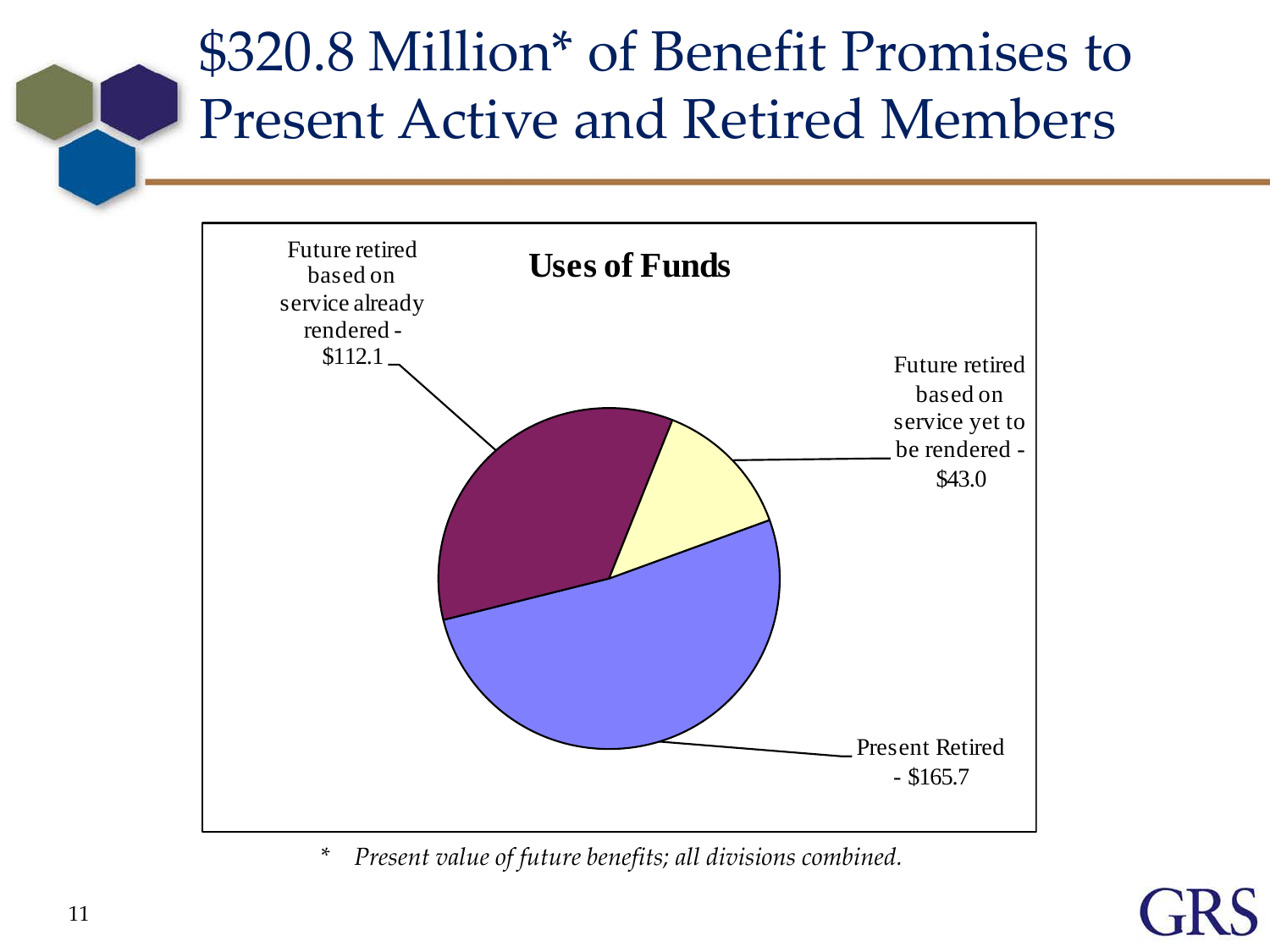# $320.8 Million* of Benefit Promises to Present Active and Retired Members

**Uses of Funds**

- Future retired based on service already rendered - $112.1
- Future retired based on service yet to be rendered - $43.0
- Present Retired - $165.7

\* *Present value of future benefits; all divisions combined.*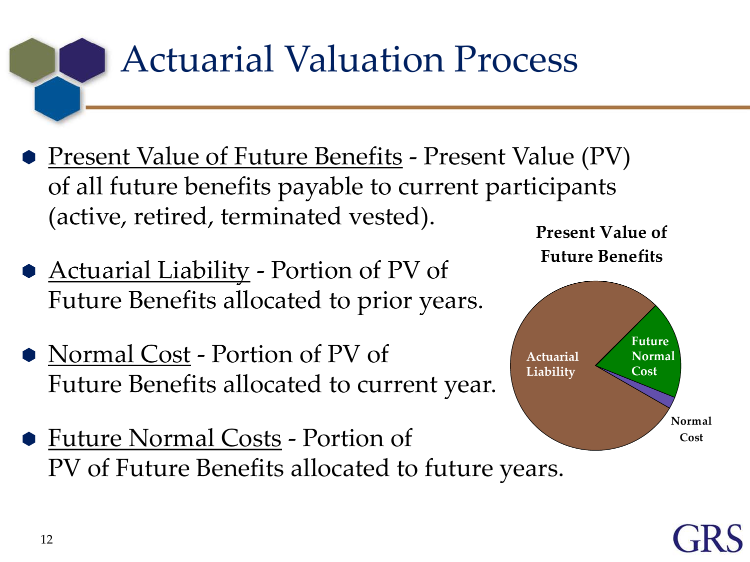# Actuarial Valuation Process

- <u>Present Value of Future Benefits</u> - Present Value (PV) of all future benefits payable to current participants (active, retired, terminated vested).
- <u>Actuarial Liability</u> - Portion of PV of Future Benefits allocated to prior years.
- <u>Normal Cost</u> - Portion of PV of Future Benefits allocated to current year.
- <u>Future Normal Costs</u> - Portion of PV of Future Benefits allocated to future years.

**Present Value of Future Benefits**

**Actuarial Liability**

**Future Normal Cost**

**Normal Cost**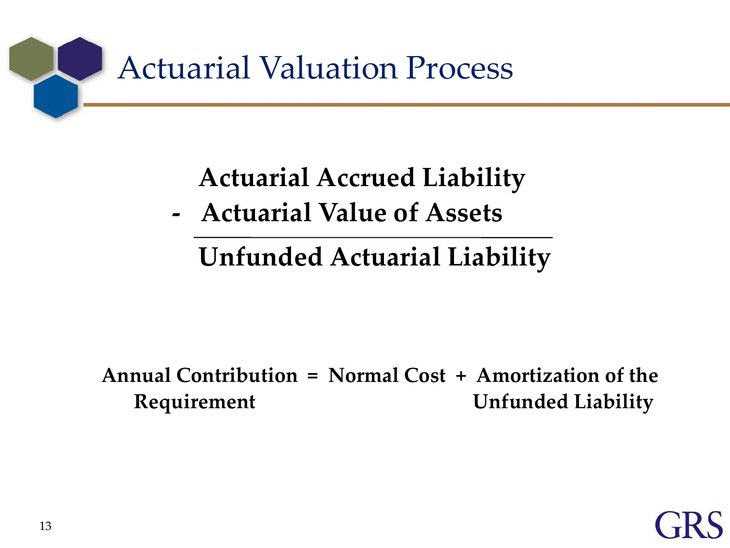# Actuarial Valuation Process

**Actuarial Accrued Liability**

**- Actuarial Value of Assets**

---

**Unfunded Actuarial Liability**

**Annual Contribution Requirement = Normal Cost + Amortization of the Unfunded Liability**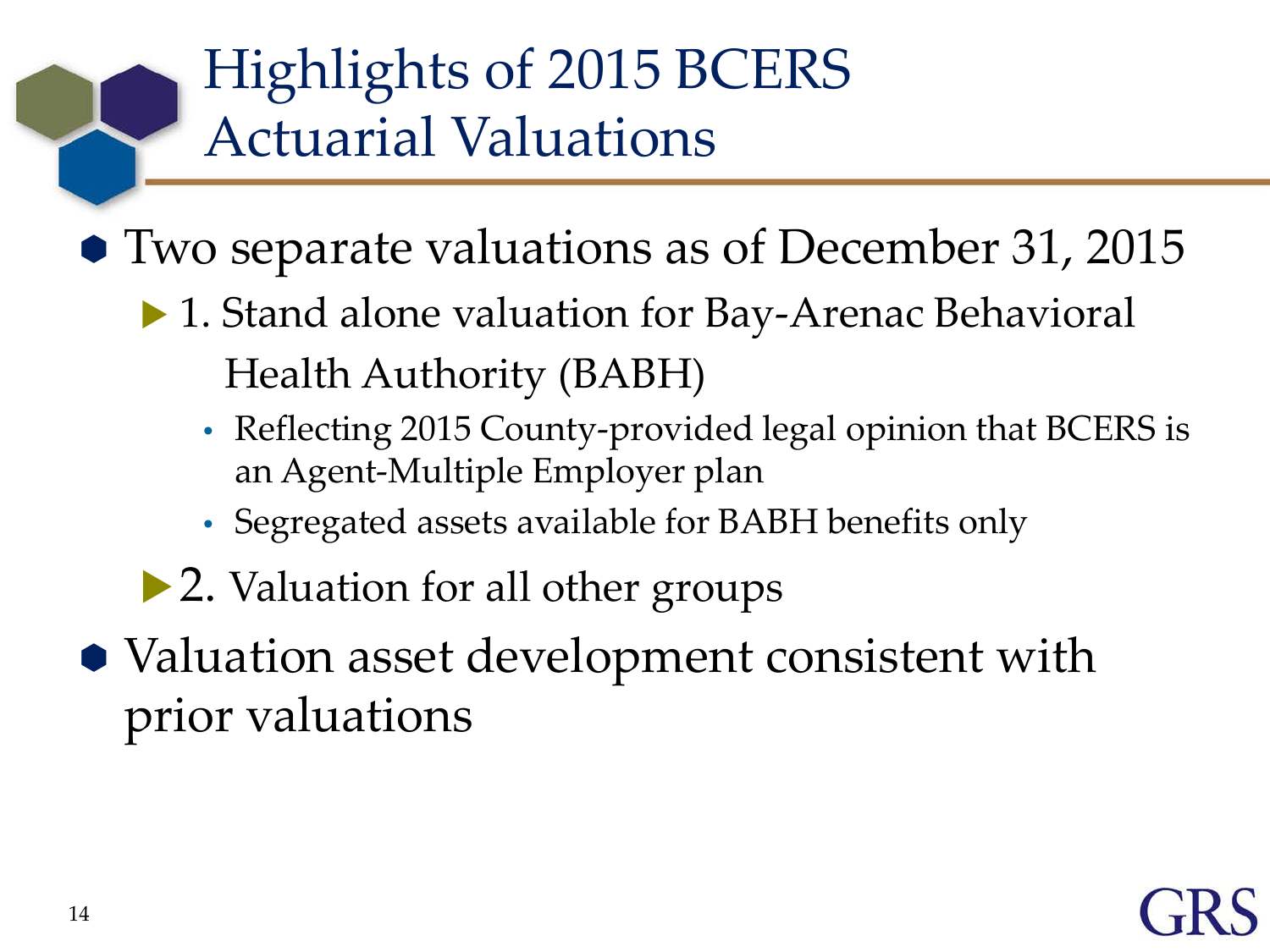# Highlights of 2015 BCERS Actuarial Valuations

- Two separate valuations as of December 31, 2015
  - 1. Stand alone valuation for Bay-Arenac Behavioral Health Authority (BABH)
    - Reflecting 2015 County-provided legal opinion that BCERS is an Agent-Multiple Employer plan
    - Segregated assets available for BABH benefits only
  - 2. Valuation for all other groups
- Valuation asset development consistent with prior valuations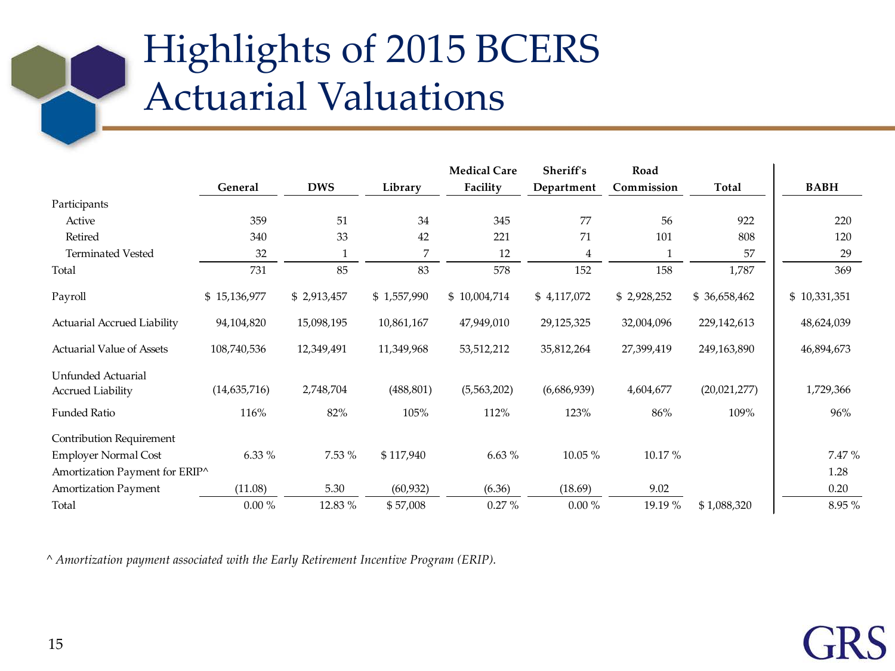# Highlights of 2015 BCERS Actuarial Valuations

| | General | DWS | Library | Medical Care Facility | Sheriff's Department | Road Commission | Total | BABH |
|---|---|---|---|---|---|---|---|---|
| Participants | | | | | | | | |
| Active | 359 | 51 | 34 | 345 | 77 | 56 | 922 | 220 |
| Retired | 340 | 33 | 42 | 221 | 71 | 101 | 808 | 120 |
| Terminated Vested | 32 | 1 | 7 | 12 | 4 | 1 | 57 | 29 |
| Total | 731 | 85 | 83 | 578 | 152 | 158 | 1,787 | 369 |
| Payroll | $ 15,136,977 | $ 2,913,457 | $ 1,557,990 | $ 10,004,714 | $ 4,117,072 | $ 2,928,252 | $ 36,658,462 | $ 10,331,351 |
| Actuarial Accrued Liability | 94,104,820 | 15,098,195 | 10,861,167 | 47,949,010 | 29,125,325 | 32,004,096 | 229,142,613 | 48,624,039 |
| Actuarial Value of Assets | 108,740,536 | 12,349,491 | 11,349,968 | 53,512,212 | 35,812,264 | 27,399,419 | 249,163,890 | 46,894,673 |
| Unfunded Actuarial Accrued Liability | (14,635,716) | 2,748,704 | (488,801) | (5,563,202) | (6,686,939) | 4,604,677 | (20,021,277) | 1,729,366 |
| Funded Ratio | 116% | 82% | 105% | 112% | 123% | 86% | 109% | 96% |
| Contribution Requirement | | | | | | | | |
| Employer Normal Cost | 6.33 % | 7.53 % | $ 117,940 | 6.63 % | 10.05 % | 10.17 % | | 7.47 % |
| Amortization Payment for ERIP^ | | | | | | | | 1.28 |
| Amortization Payment | (11.08) | 5.30 | (60,932) | (6.36) | (18.69) | 9.02 | | 0.20 |
| Total | 0.00 % | 12.83 % | $ 57,008 | 0.27 % | 0.00 % | 19.19 % | $ 1,088,320 | 8.95 % |

^ *Amortization payment associated with the Early Retirement Incentive Program (ERIP).*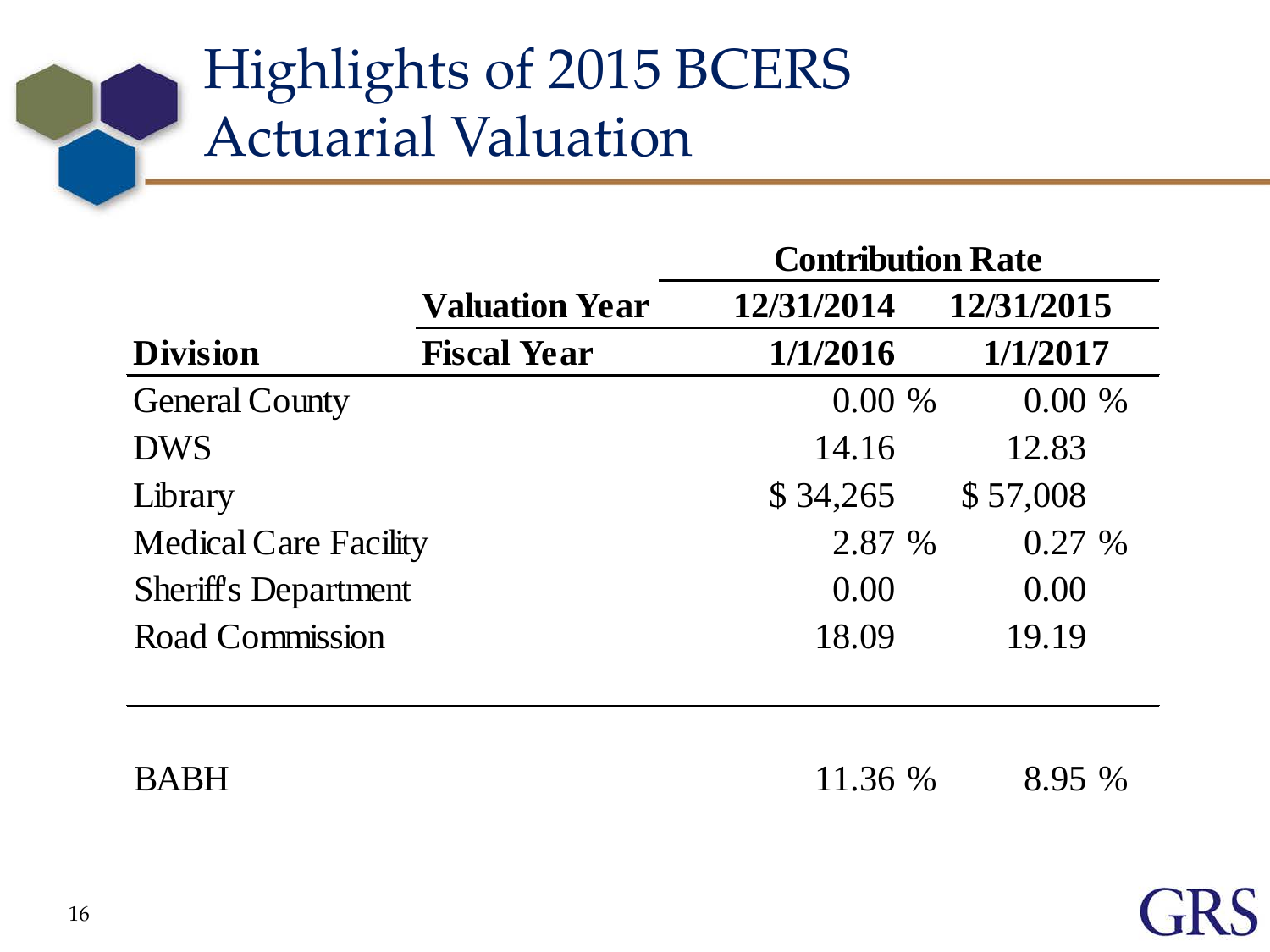# Highlights of 2015 BCERS Actuarial Valuation

| | | Contribution Rate | |
|---|---|---|---|
| | Valuation Year | 12/31/2014 | 12/31/2015 |
| Division | Fiscal Year | 1/1/2016 | 1/1/2017 |
| General County | | 0.00 % | 0.00 % |
| DWS | | 14.16 | 12.83 |
| Library | | $ 34,265 | $ 57,008 |
| Medical Care Facility | | 2.87 % | 0.27 % |
| Sheriff's Department | | 0.00 | 0.00 |
| Road Commission | | 18.09 | 19.19 |
| | | | |
| BABH | | 11.36 % | 8.95 % |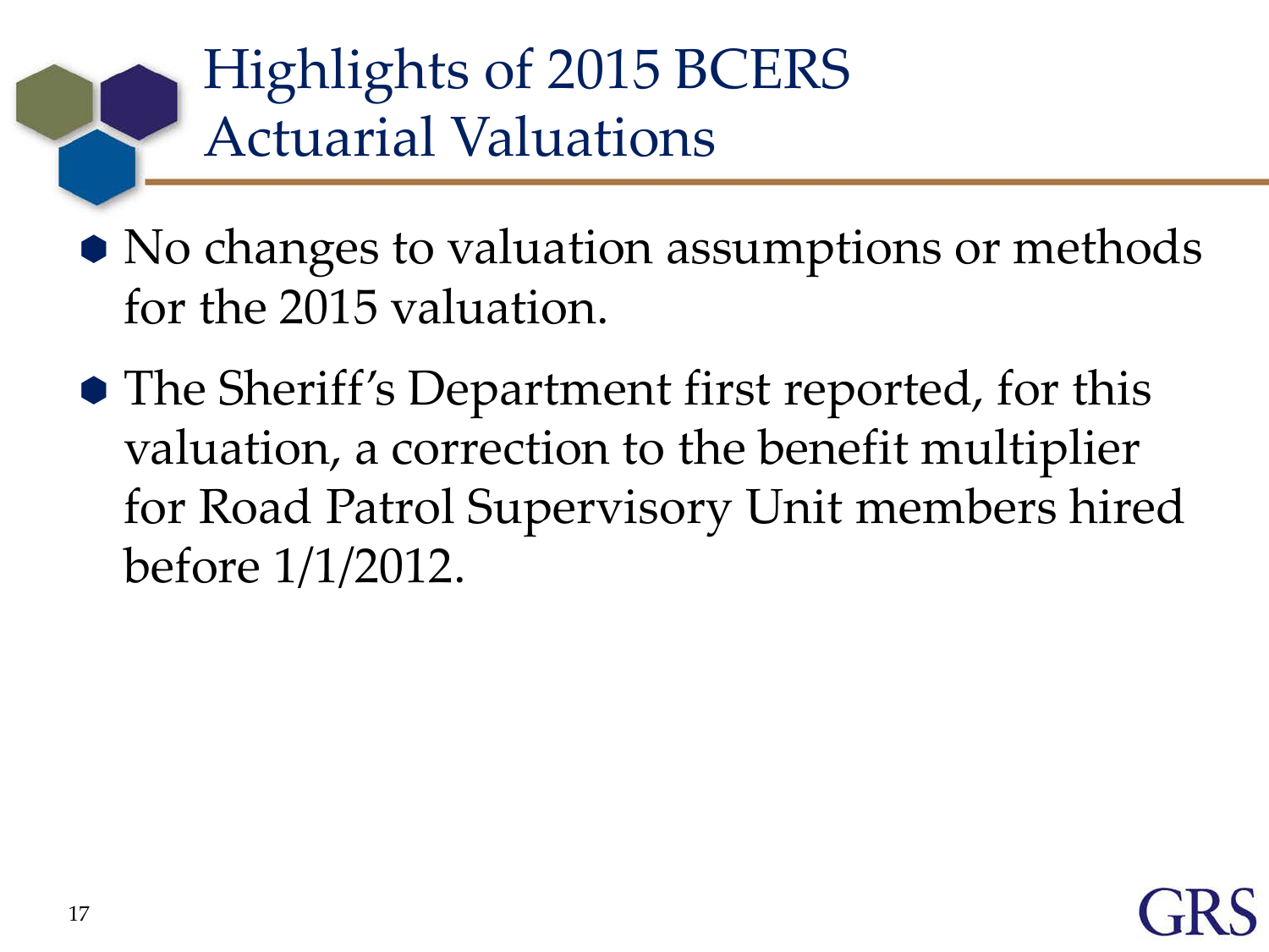# Highlights of 2015 BCERS Actuarial Valuations

- No changes to valuation assumptions or methods for the 2015 valuation.
- The Sheriff's Department first reported, for this valuation, a correction to the benefit multiplier for Road Patrol Supervisory Unit members hired before 1/1/2012.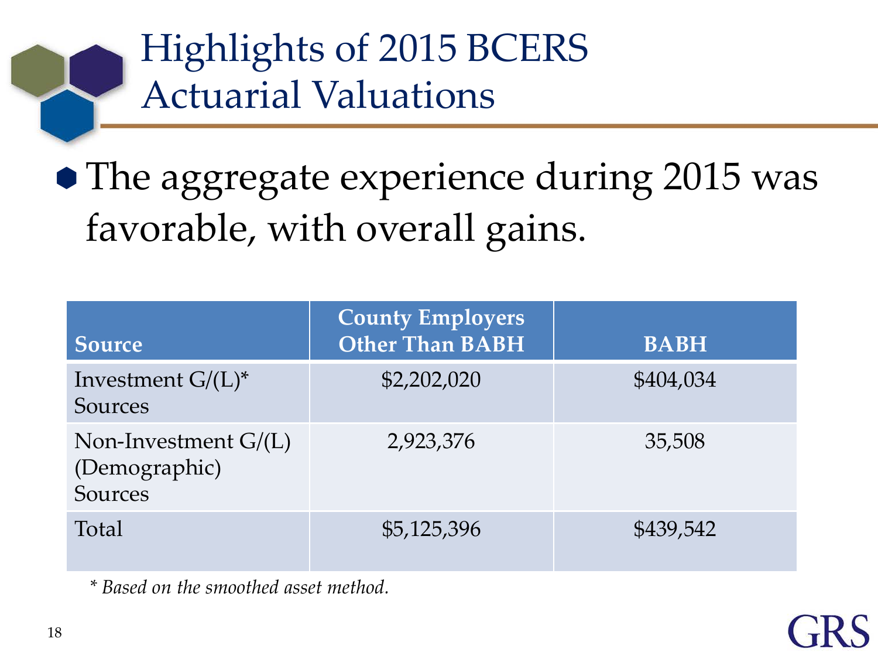# Highlights of 2015 BCERS Actuarial Valuations

- The aggregate experience during 2015 was favorable, with overall gains.

| Source | County Employers Other Than BABH | BABH |
|---|---|---|
| Investment G/(L)* Sources | $2,202,020 | $404,034 |
| Non-Investment G/(L) (Demographic) Sources | 2,923,376 | 35,508 |
| Total | $5,125,396 | $439,542 |

*\* Based on the smoothed asset method.*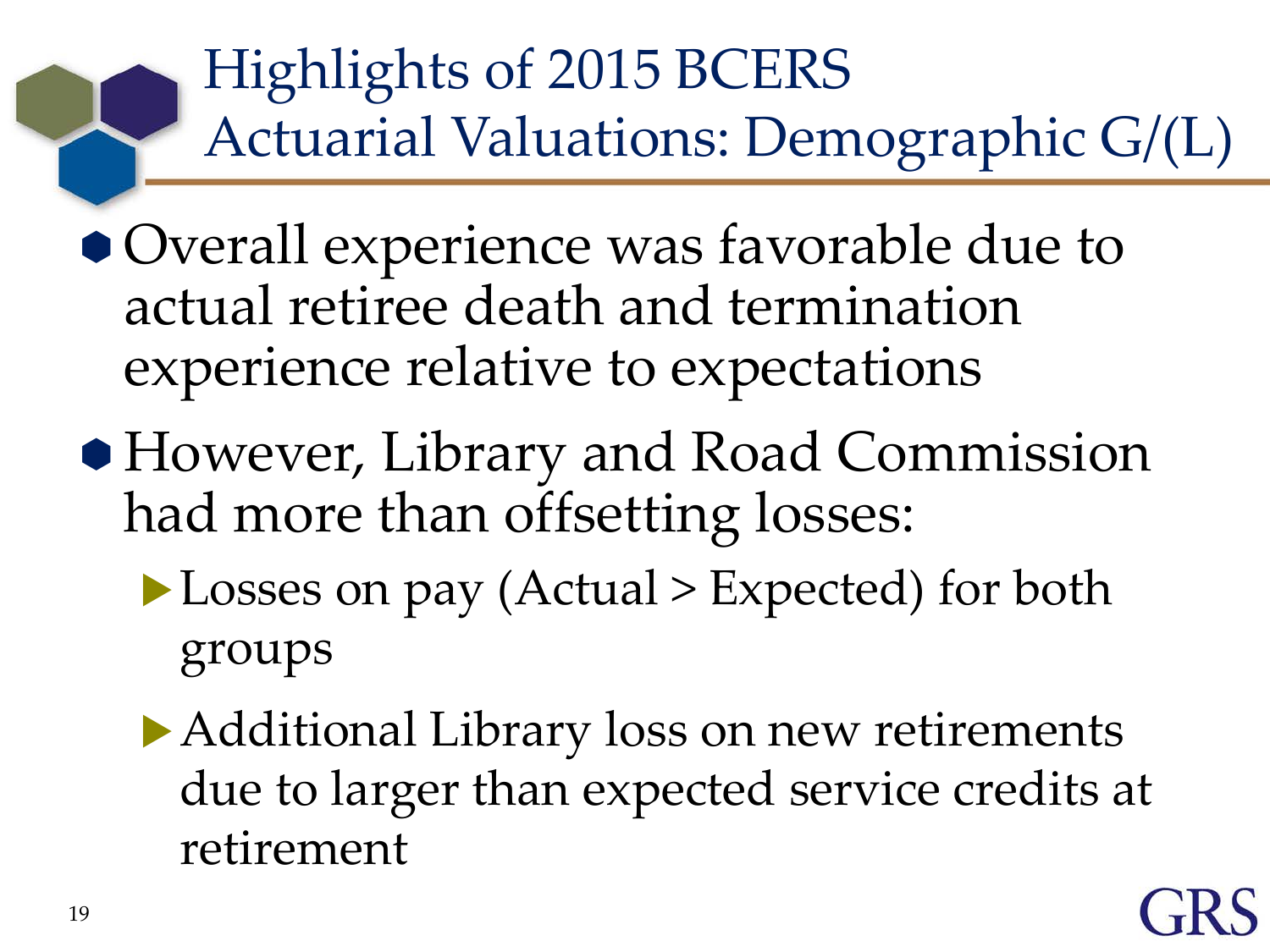# Highlights of 2015 BCERS Actuarial Valuations: Demographic G/(L)

- Overall experience was favorable due to actual retiree death and termination experience relative to expectations
- However, Library and Road Commission had more than offsetting losses:
  - Losses on pay (Actual > Expected) for both groups
  - Additional Library loss on new retirements due to larger than expected service credits at retirement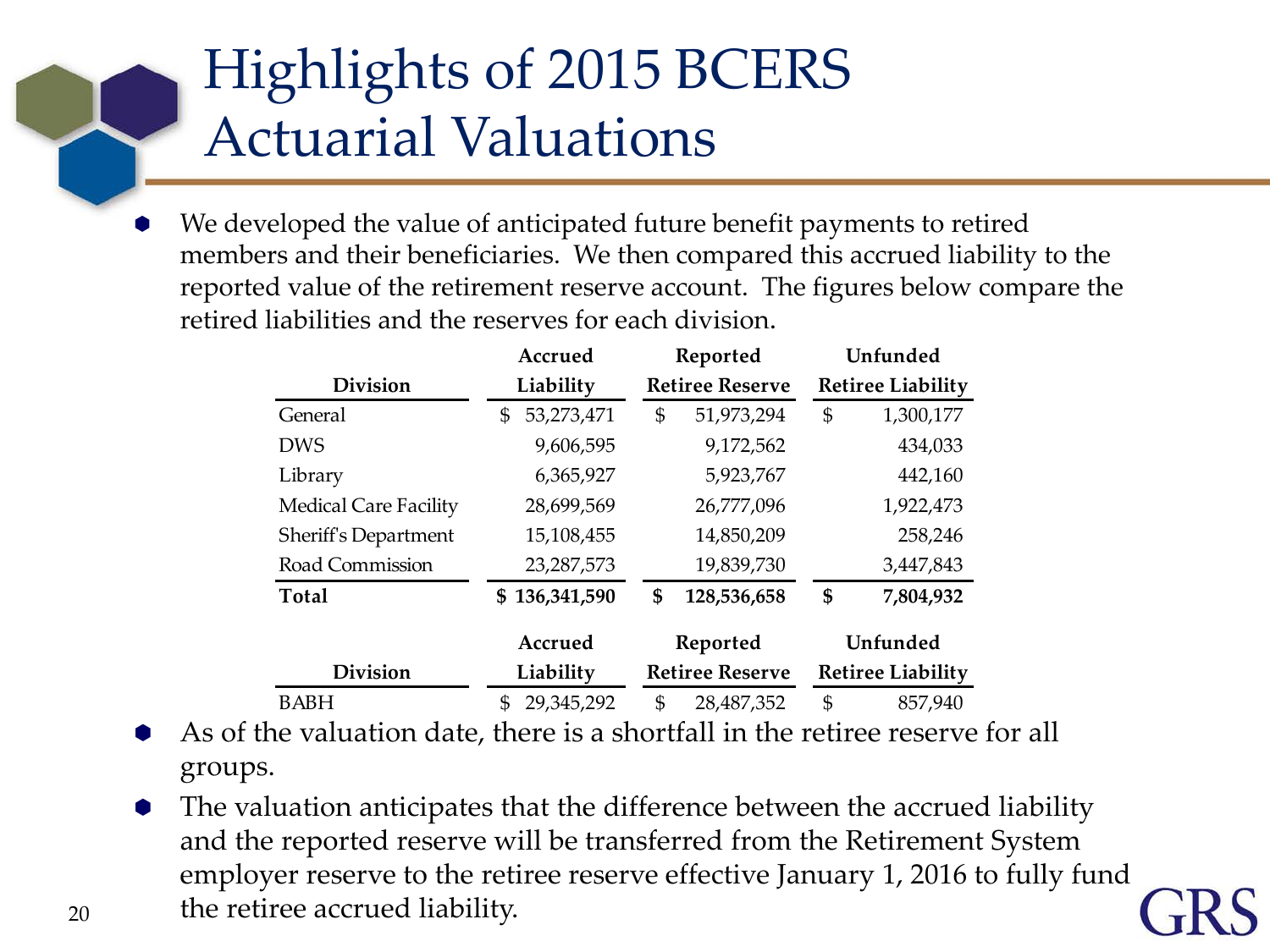# Highlights of 2015 BCERS Actuarial Valuations

- We developed the value of anticipated future benefit payments to retired members and their beneficiaries. We then compared this accrued liability to the reported value of the retirement reserve account. The figures below compare the retired liabilities and the reserves for each division.

| Division | Accrued Liability | Reported Retiree Reserve | Unfunded Retiree Liability |
|---|---|---|---|
| General | $ 53,273,471 | $ 51,973,294 | $ 1,300,177 |
| DWS | 9,606,595 | 9,172,562 | 434,033 |
| Library | 6,365,927 | 5,923,767 | 442,160 |
| Medical Care Facility | 28,699,569 | 26,777,096 | 1,922,473 |
| Sheriff's Department | 15,108,455 | 14,850,209 | 258,246 |
| Road Commission | 23,287,573 | 19,839,730 | 3,447,843 |
| **Total** | **$ 136,341,590** | **$ 128,536,658** | **$ 7,804,932** |

| Division | Accrued Liability | Reported Retiree Reserve | Unfunded Retiree Liability |
|---|---|---|---|
| BABH | $ 29,345,292 | $ 28,487,352 | $ 857,940 |

- As of the valuation date, there is a shortfall in the retiree reserve for all groups.
- The valuation anticipates that the difference between the accrued liability and the reported reserve will be transferred from the Retirement System employer reserve to the retiree reserve effective January 1, 2016 to fully fund the retiree accrued liability.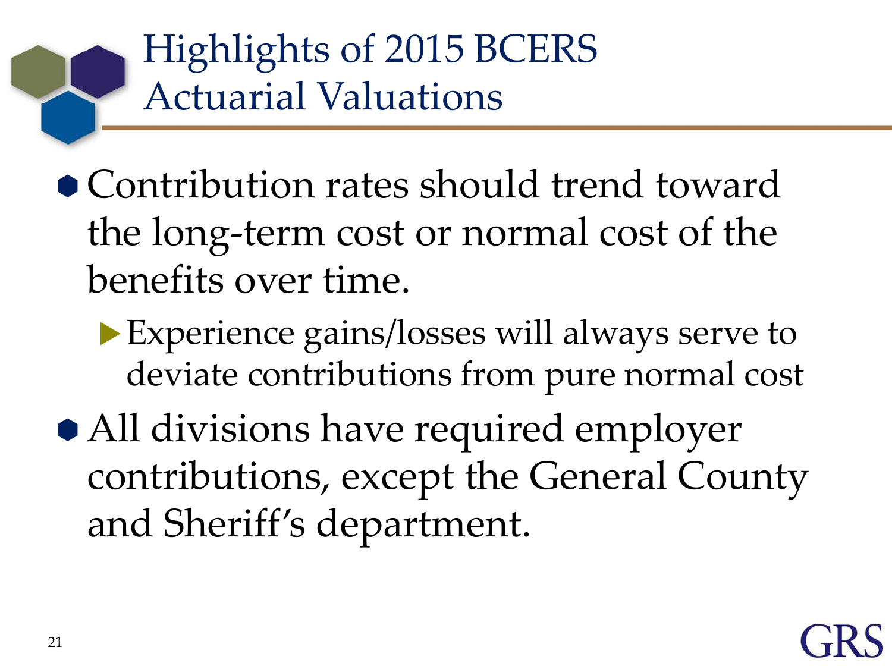# Highlights of 2015 BCERS Actuarial Valuations

- Contribution rates should trend toward the long-term cost or normal cost of the benefits over time.
  - Experience gains/losses will always serve to deviate contributions from pure normal cost
- All divisions have required employer contributions, except the General County and Sheriff's department.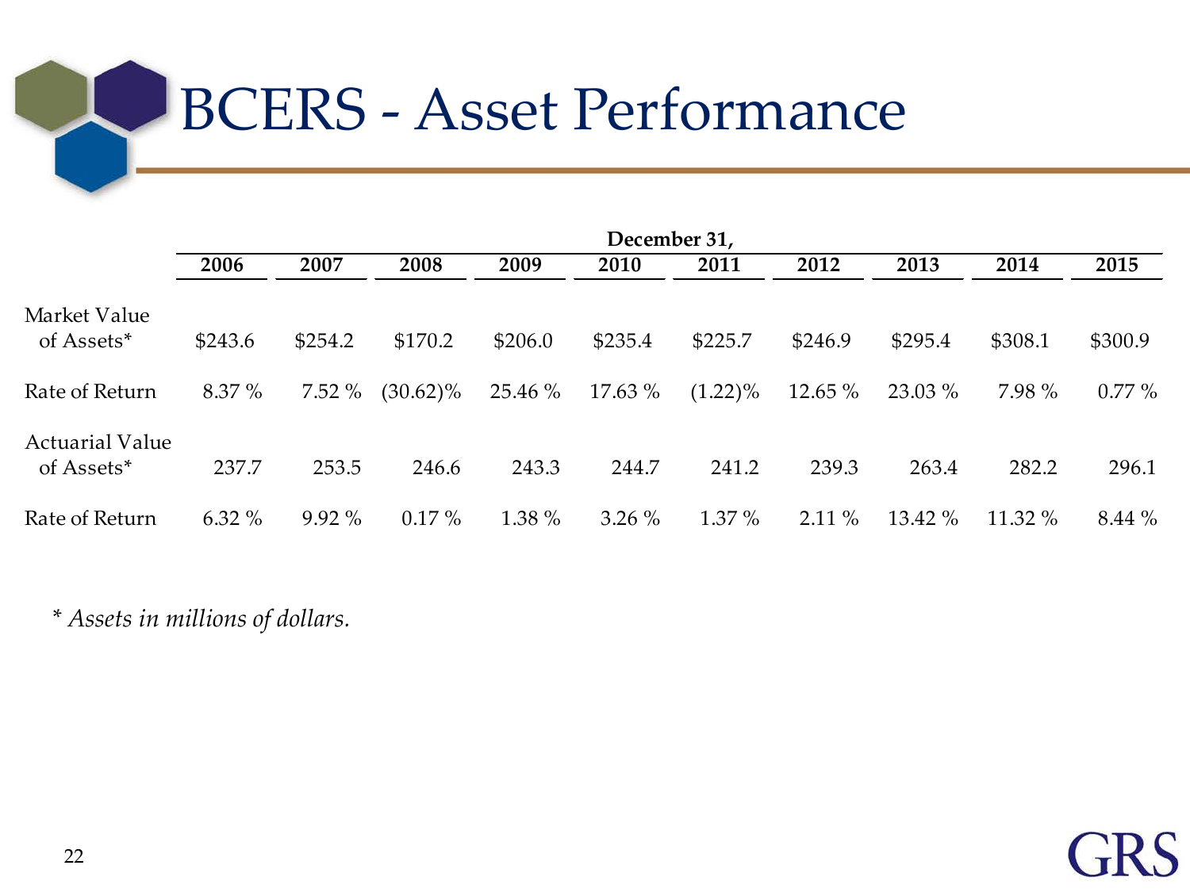# BCERS - Asset Performance

| | December 31, | | | | | | | | | |
|---|---|---|---|---|---|---|---|---|---|---|
| | **2006** | **2007** | **2008** | **2009** | **2010** | **2011** | **2012** | **2013** | **2014** | **2015** |
| Market Value of Assets* | $243.6 | $254.2 | $170.2 | $206.0 | $235.4 | $225.7 | $246.9 | $295.4 | $308.1 | $300.9 |
| Rate of Return | 8.37 % | 7.52 % | (30.62)% | 25.46 % | 17.63 % | (1.22)% | 12.65 % | 23.03 % | 7.98 % | 0.77 % |
| Actuarial Value of Assets* | 237.7 | 253.5 | 246.6 | 243.3 | 244.7 | 241.2 | 239.3 | 263.4 | 282.2 | 296.1 |
| Rate of Return | 6.32 % | 9.92 % | 0.17 % | 1.38 % | 3.26 % | 1.37 % | 2.11 % | 13.42 % | 11.32 % | 8.44 % |

*\* Assets in millions of dollars.*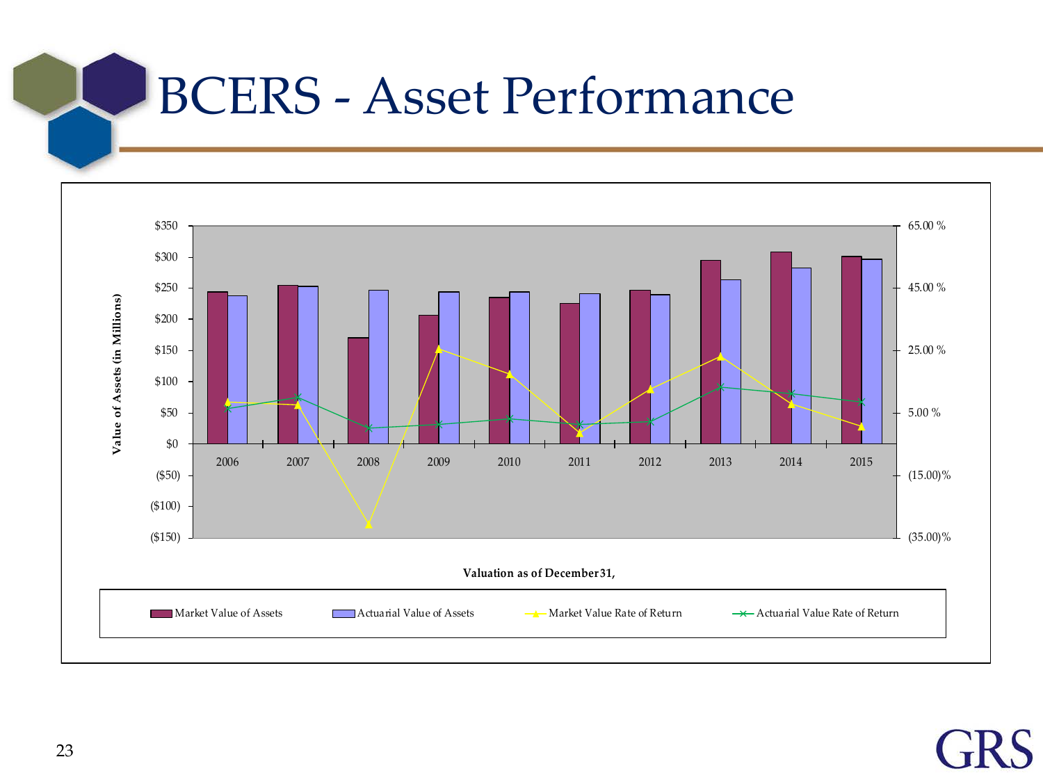# BCERS - Asset Performance

Value of Assets (in Millions)

$350
$300
$250
$200
$150
$100
$50
$0
($50)
($100)
($150)

65.00 %
45.00 %
25.00 %
5.00 %
(15.00)%
(35.00)%

2006 2007 2008 2009 2010 2011 2012 2013 2014 2015

Valuation as of December 31,

Market Value of Assets | Actuarial Value of Assets | Market Value Rate of Return | Actuarial Value Rate of Return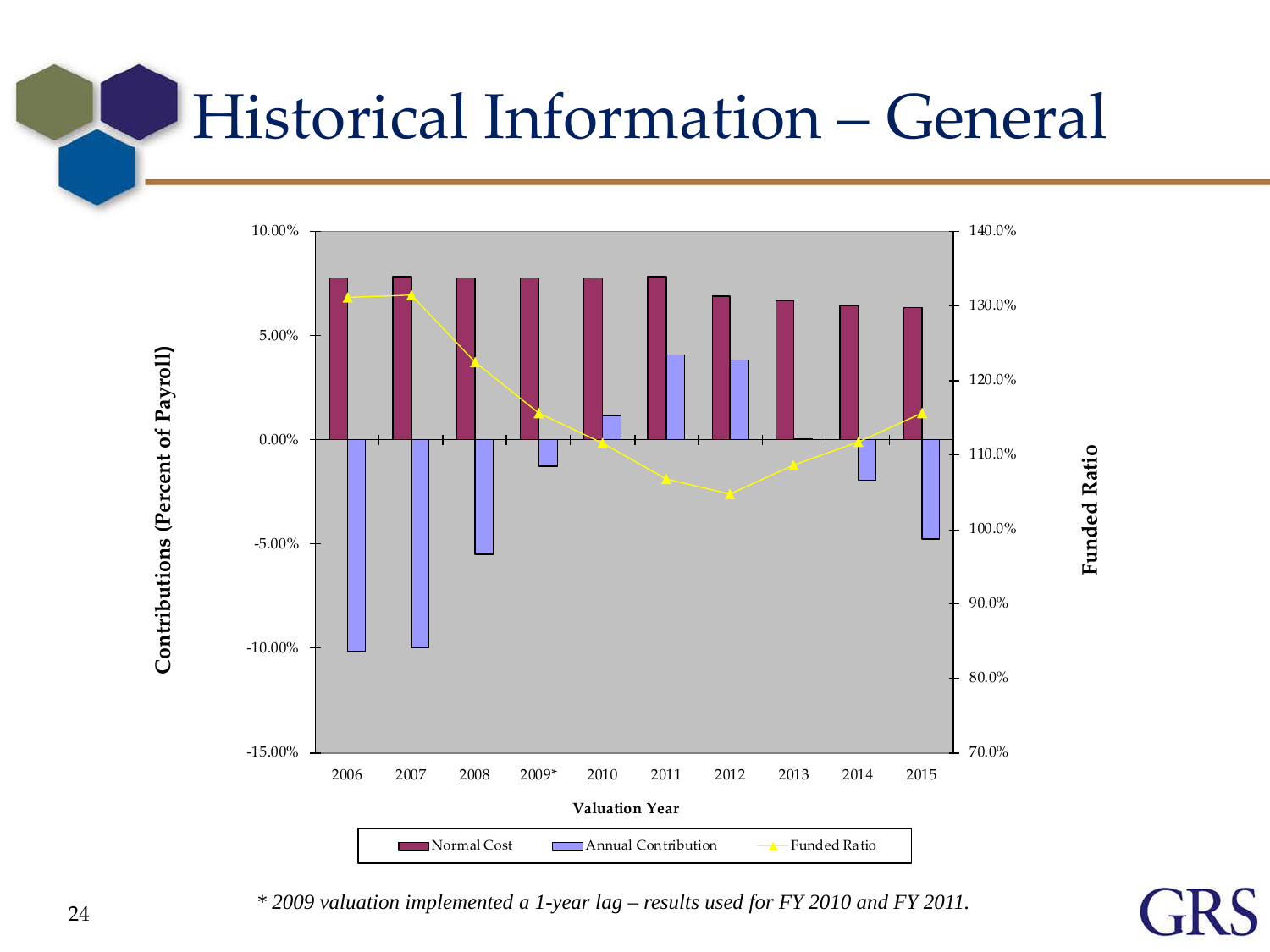# Historical Information – General

Contributions (Percent of Payroll)

10.00%
5.00%
0.00%
-5.00%
-10.00%
-15.00%

Funded Ratio

140.0%
130.0%
120.0%
110.0%
100.0%
90.0%
80.0%
70.0%

2006 2007 2008 2009* 2010 2011 2012 2013 2014 2015

Valuation Year

Normal Cost | Annual Contribution | Funded Ratio

*\* 2009 valuation implemented a 1-year lag – results used for FY 2010 and FY 2011.*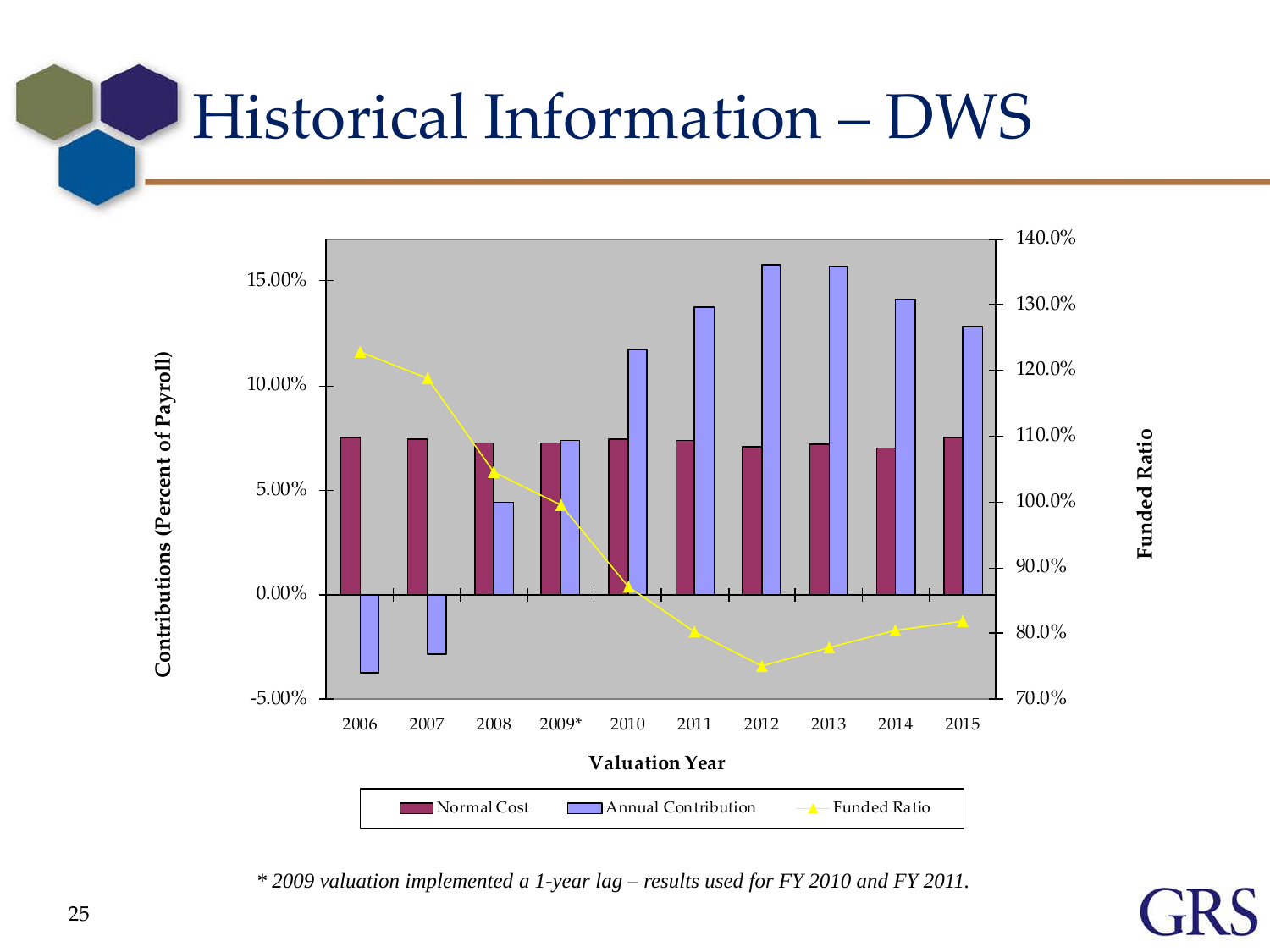# Historical Information – DWS

Contributions (Percent of Payroll)

15.00%
10.00%
5.00%
0.00%
-5.00%

140.0%
130.0%
120.0%
110.0%
100.0%
90.0%
80.0%
70.0%

Funded Ratio

2006 2007 2008 2009* 2010 2011 2012 2013 2014 2015

**Valuation Year**

Normal Cost | Annual Contribution | Funded Ratio

*\* 2009 valuation implemented a 1-year lag – results used for FY 2010 and FY 2011.*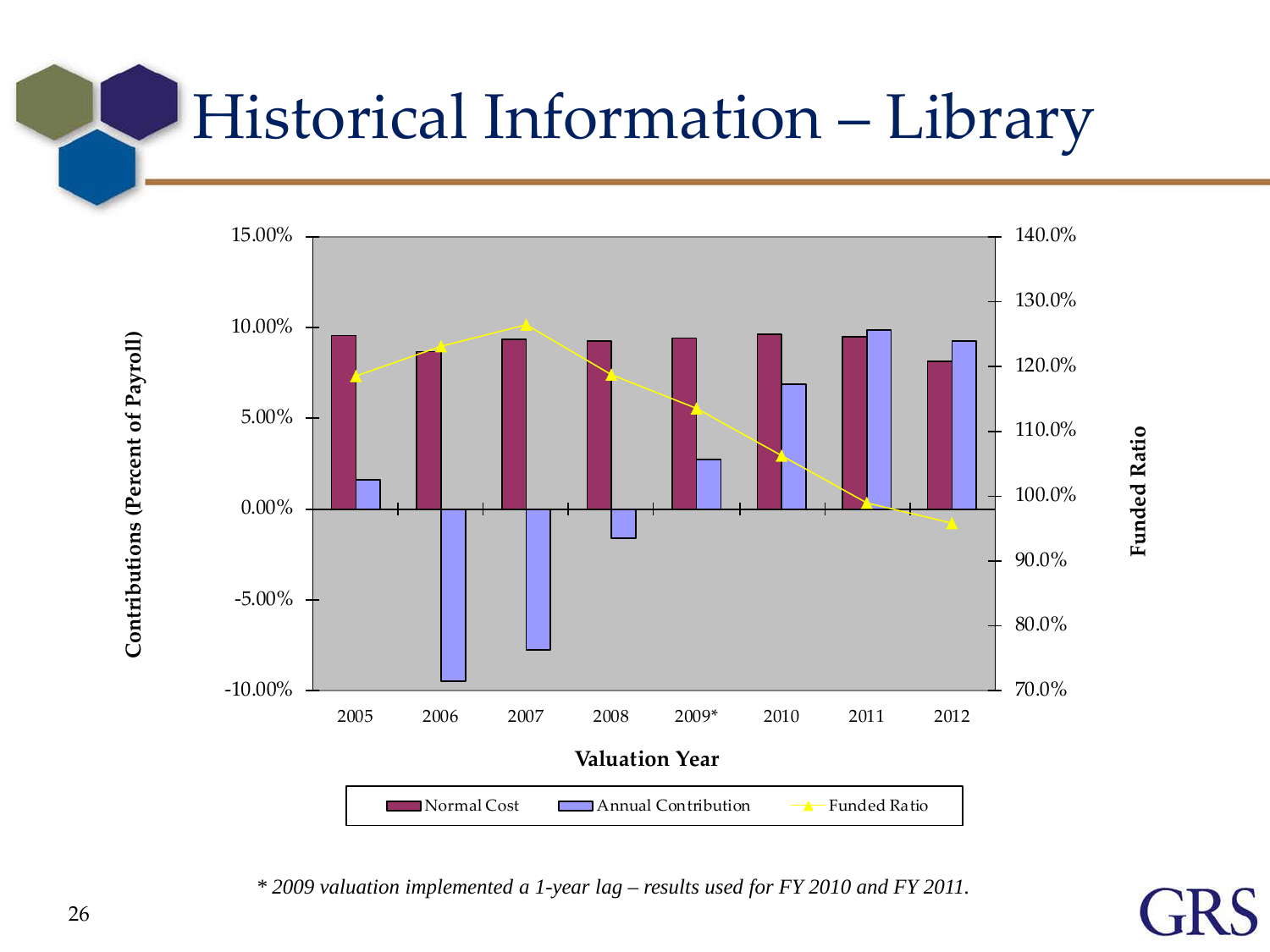# Historical Information – Library

Contributions (Percent of Payroll)

15.00%
10.00%
5.00%
0.00%
-5.00%
-10.00%

Funded Ratio

140.0%
130.0%
120.0%
110.0%
100.0%
90.0%
80.0%
70.0%

2005 2006 2007 2008 2009* 2010 2011 2012

**Valuation Year**

Normal Cost | Annual Contribution | Funded Ratio

*\* 2009 valuation implemented a 1-year lag – results used for FY 2010 and FY 2011.*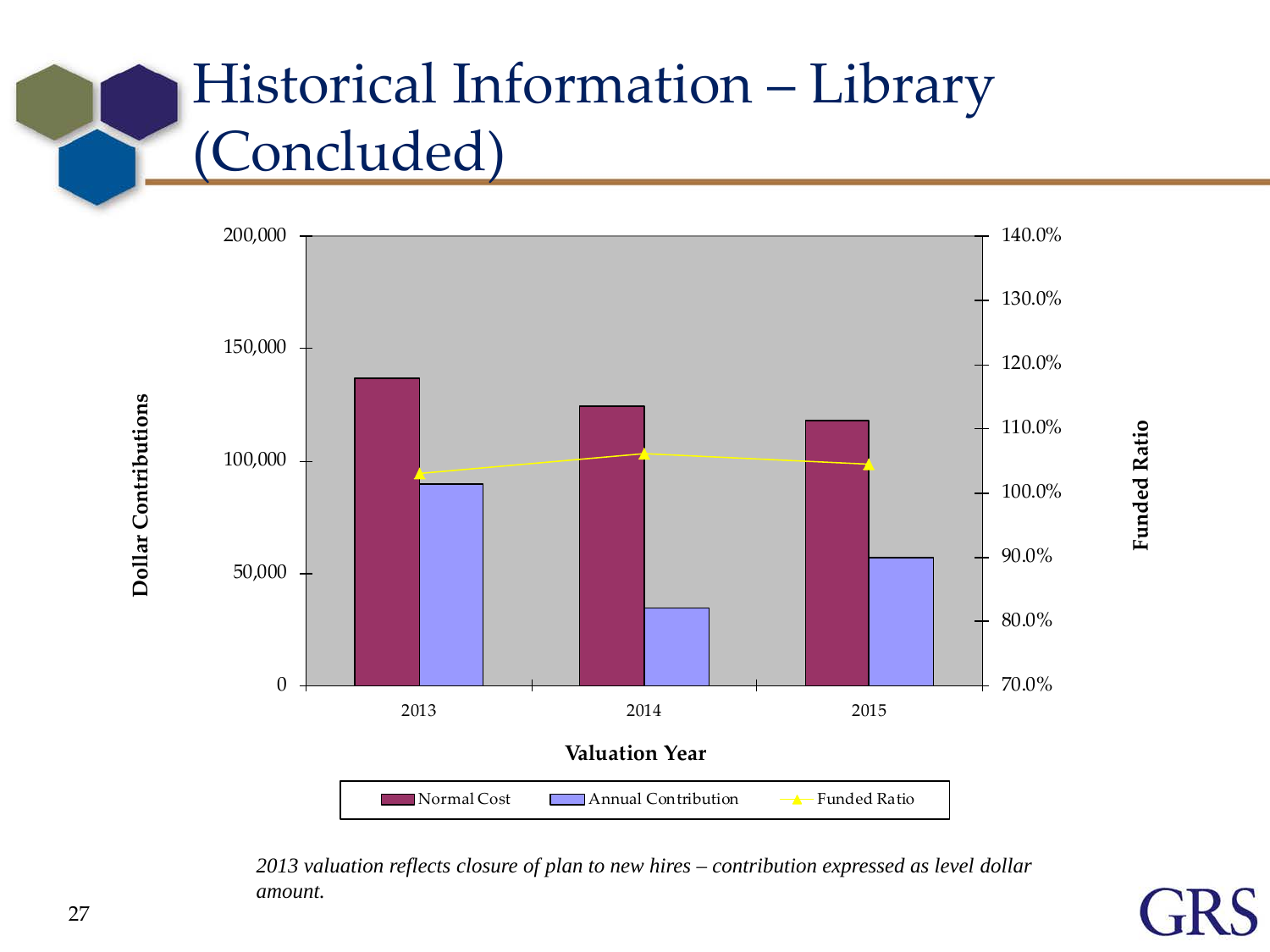# Historical Information – Library (Concluded)

Dollar Contributions (left axis: 0 – 200,000) / Funded Ratio (right axis: 70.0% – 140.0%)

Valuation Year: 2013, 2014, 2015

Legend: Normal Cost, Annual Contribution, Funded Ratio

*2013 valuation reflects closure of plan to new hires – contribution expressed as level dollar amount.*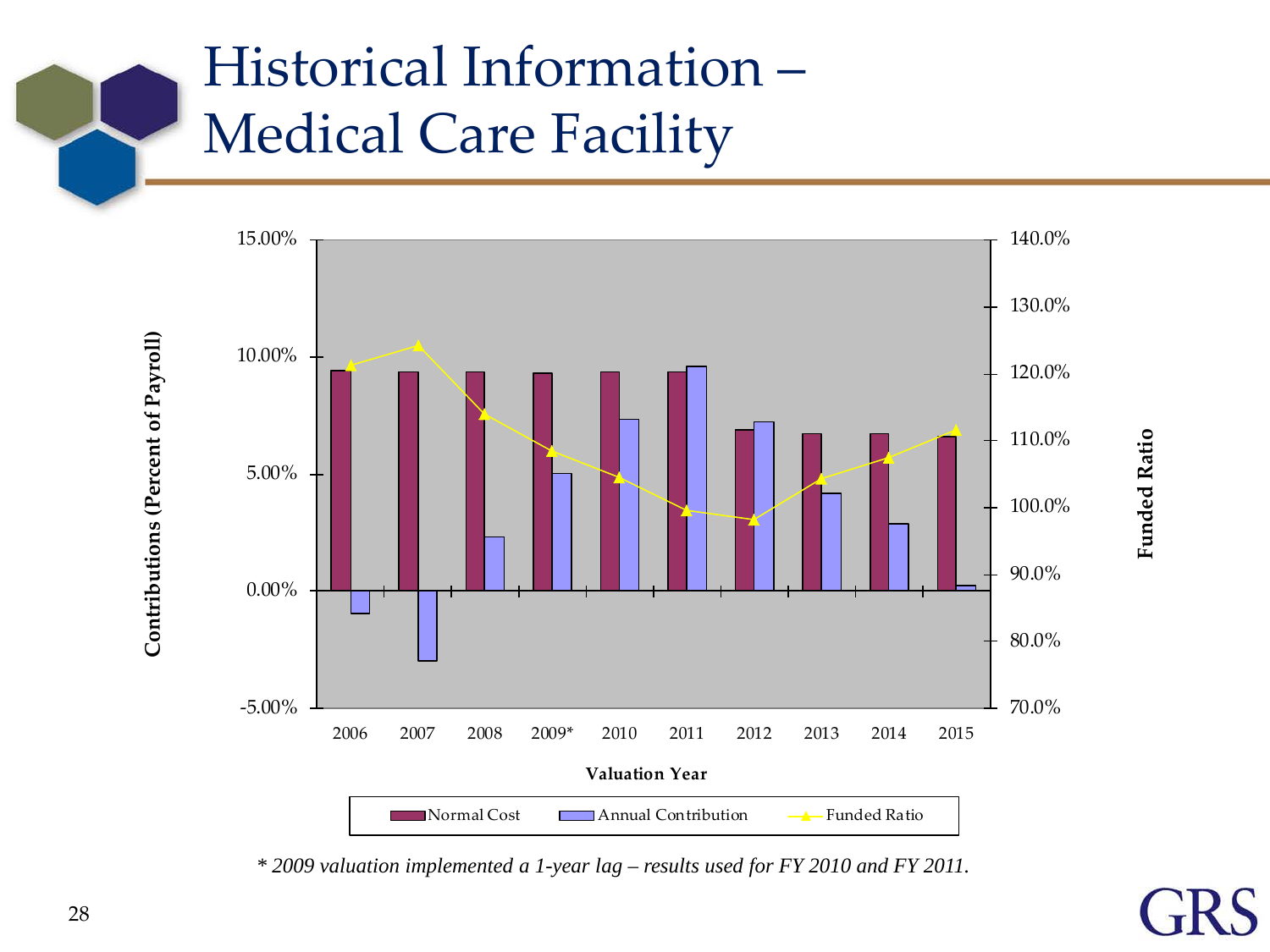# Historical Information – Medical Care Facility

Contributions (Percent of Payroll)

15.00%
10.00%
5.00%
0.00%
-5.00%

Funded Ratio

140.0%
130.0%
120.0%
110.0%
100.0%
90.0%
80.0%
70.0%

2006 2007 2008 2009* 2010 2011 2012 2013 2014 2015

Valuation Year

Normal Cost  Annual Contribution  Funded Ratio

*\* 2009 valuation implemented a 1-year lag – results used for FY 2010 and FY 2011.*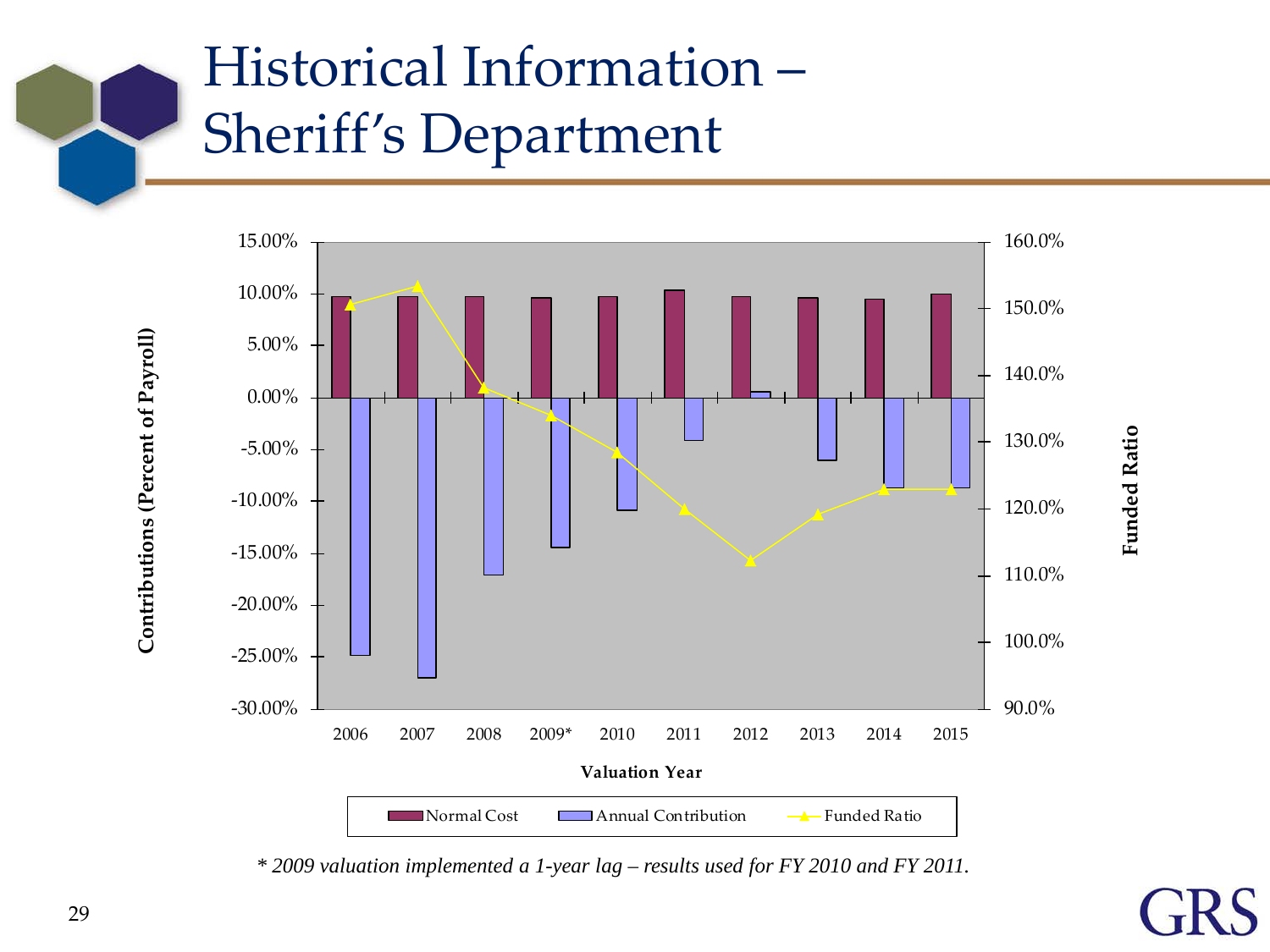# Historical Information – Sheriff's Department

Contributions (Percent of Payroll)

15.00%
10.00%
5.00%
0.00%
-5.00%
-10.00%
-15.00%
-20.00%
-25.00%
-30.00%

Funded Ratio

160.0%
150.0%
140.0%
130.0%
120.0%
110.0%
100.0%
90.0%

2006 2007 2008 2009* 2010 2011 2012 2013 2014 2015

Valuation Year

Normal Cost | Annual Contribution | Funded Ratio

*\* 2009 valuation implemented a 1-year lag – results used for FY 2010 and FY 2011.*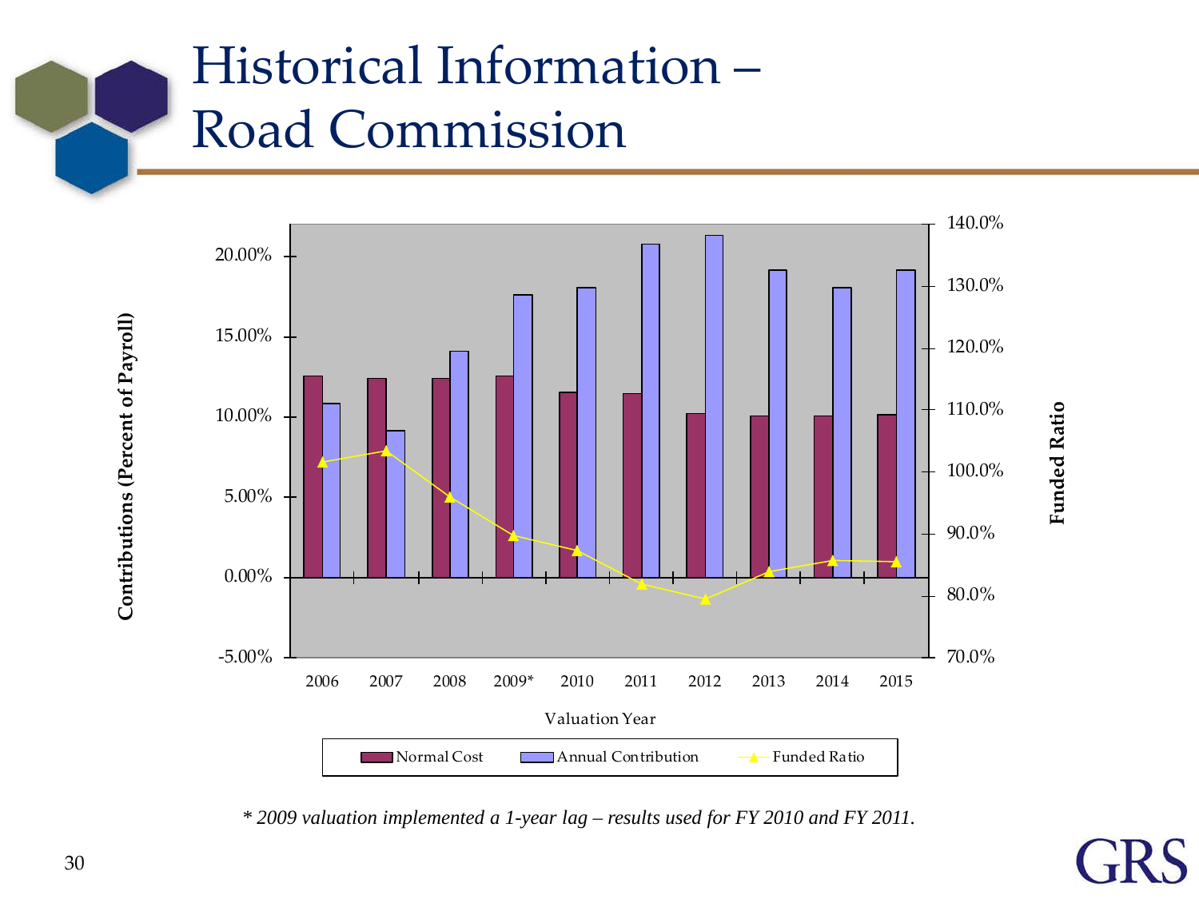# Historical Information – Road Commission

Contributions (Percent of Payroll)

20.00%
15.00%
10.00%
5.00%
0.00%
-5.00%

Funded Ratio

140.0%
130.0%
120.0%
110.0%
100.0%
90.0%
80.0%
70.0%

2006 2007 2008 2009* 2010 2011 2012 2013 2014 2015

Valuation Year

Normal Cost | Annual Contribution | Funded Ratio

*\* 2009 valuation implemented a 1-year lag – results used for FY 2010 and FY 2011.*

GRS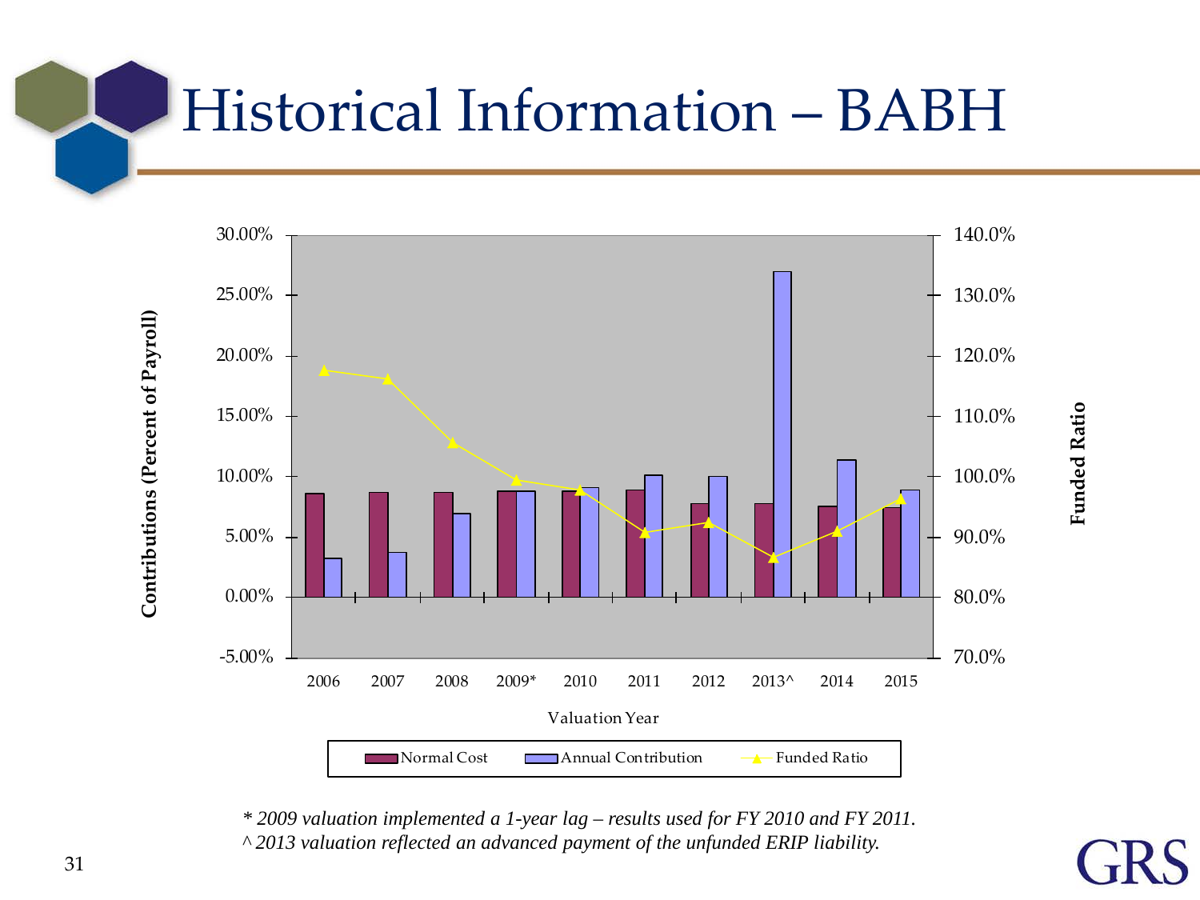# Historical Information – BABH

Contributions (Percent of Payroll)

30.00%
25.00%
20.00%
15.00%
10.00%
5.00%
0.00%
-5.00%

Funded Ratio

140.0%
130.0%
120.0%
110.0%
100.0%
90.0%
80.0%
70.0%

2006 2007 2008 2009* 2010 2011 2012 2013^ 2014 2015

Valuation Year

Normal Cost | Annual Contribution | Funded Ratio

*\* 2009 valuation implemented a 1-year lag – results used for FY 2010 and FY 2011.*
*^ 2013 valuation reflected an advanced payment of the unfunded ERIP liability.*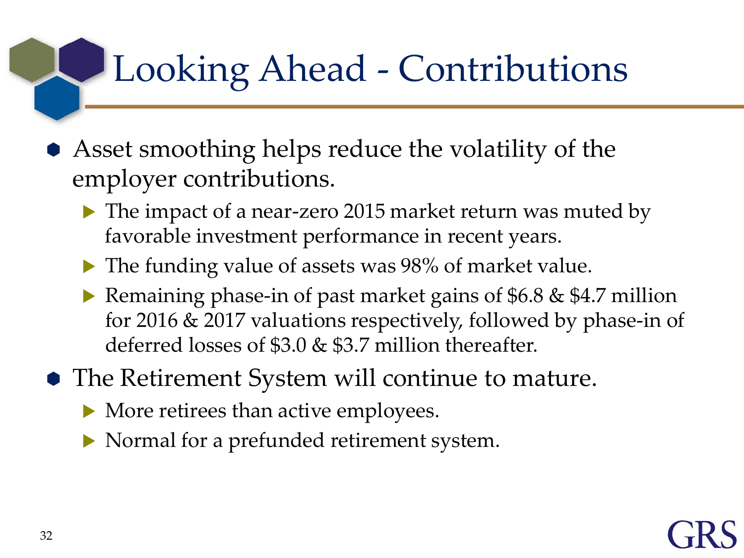# Looking Ahead - Contributions

- Asset smoothing helps reduce the volatility of the employer contributions.
  - The impact of a near-zero 2015 market return was muted by favorable investment performance in recent years.
  - The funding value of assets was 98% of market value.
  - Remaining phase-in of past market gains of $6.8 & $4.7 million for 2016 & 2017 valuations respectively, followed by phase-in of deferred losses of $3.0 & $3.7 million thereafter.
- The Retirement System will continue to mature.
  - More retirees than active employees.
  - Normal for a prefunded retirement system.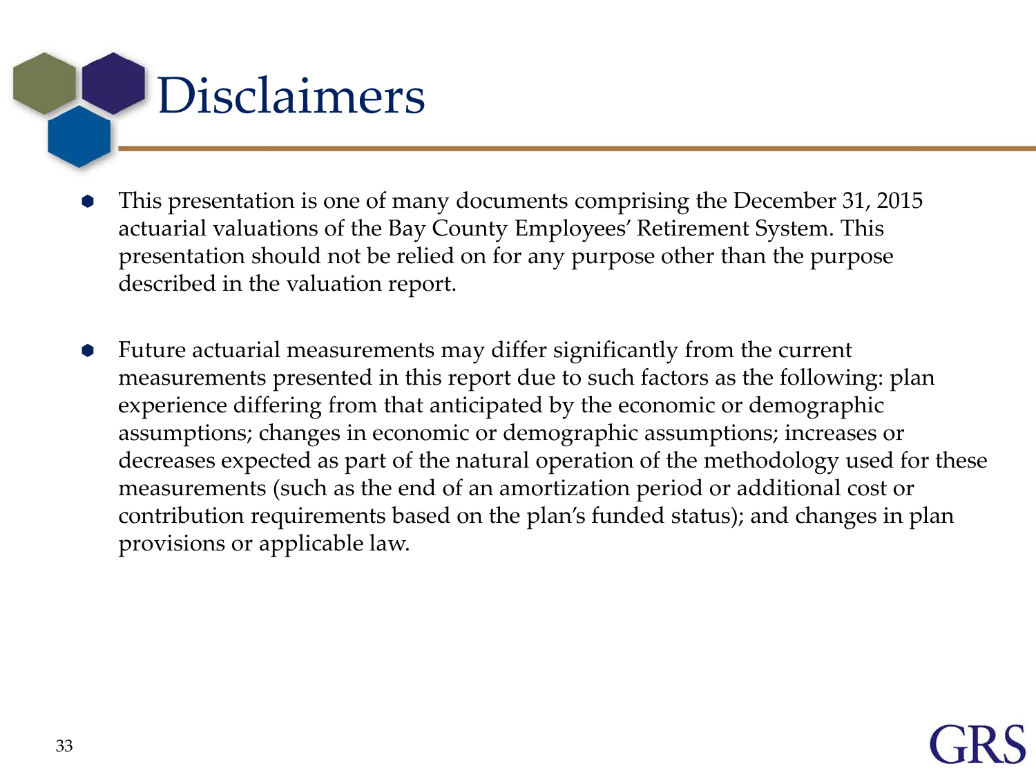# Disclaimers

- This presentation is one of many documents comprising the December 31, 2015 actuarial valuations of the Bay County Employees' Retirement System. This presentation should not be relied on for any purpose other than the purpose described in the valuation report.

- Future actuarial measurements may differ significantly from the current measurements presented in this report due to such factors as the following: plan experience differing from that anticipated by the economic or demographic assumptions; changes in economic or demographic assumptions; increases or decreases expected as part of the natural operation of the methodology used for these measurements (such as the end of an amortization period or additional cost or contribution requirements based on the plan's funded status); and changes in plan provisions or applicable law.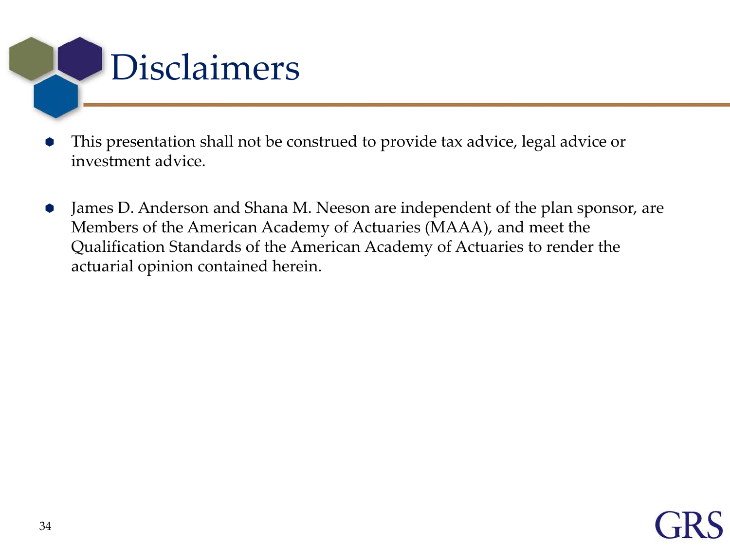# Disclaimers

- This presentation shall not be construed to provide tax advice, legal advice or investment advice.
- James D. Anderson and Shana M. Neeson are independent of the plan sponsor, are Members of the American Academy of Actuaries (MAAA), and meet the Qualification Standards of the American Academy of Actuaries to render the actuarial opinion contained herein.

GRS